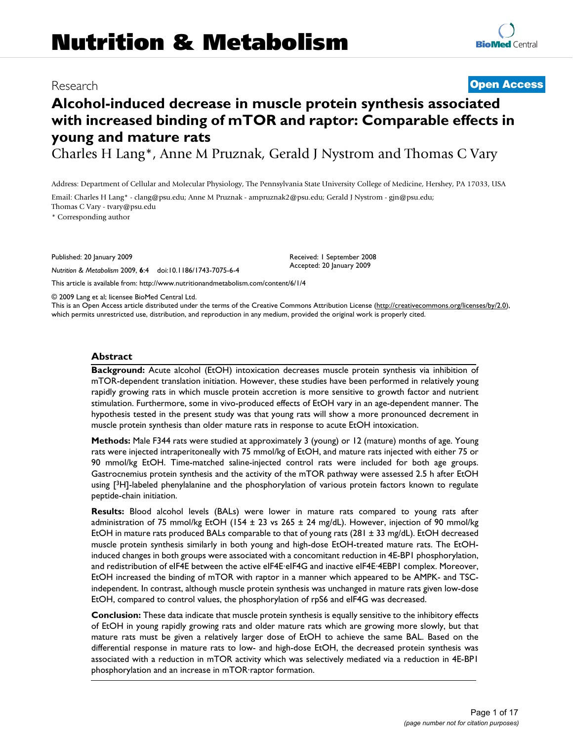# Nutrition & Metabolism

Research **Open Access**

# Alcohol-induced decrease in muscle protein synthesis associated with increased binding of mTOR and raptor: Comparable effects in young and mature rats

Charles H Lang*, Anne M Pruznak, Gerald J Nystrom and Thomas C Vary

Address: Department of Cellular and Molecular Physiology, The Pennsylvania State University College of Medicine, Hershey, PA 17033, USA

Email: Charles H Lang* - clang@psu.edu; Anne M Pruznak - ampruznak2@psu.edu; Gerald J Nystrom - gjn@psu.edu; Thomas C Vary - tvary@psu.edu

\* Corresponding author

Published: 20 January 2009

*Nutrition & Metabolism* 2009, **6**:4 doi:10.1186/1743-7075-6-4

Received: 1 September 2008
Accepted: 20 January 2009

This article is available from: http://www.nutritionandmetabolism.com/content/6/1/4

© 2009 Lang et al; licensee BioMed Central Ltd.
This is an Open Access article distributed under the terms of the Creative Commons Attribution License (http://creativecommons.org/licenses/by/2.0), which permits unrestricted use, distribution, and reproduction in any medium, provided the original work is properly cited.

## Abstract

**Background:** Acute alcohol (EtOH) intoxication decreases muscle protein synthesis via inhibition of mTOR-dependent translation initiation. However, these studies have been performed in relatively young rapidly growing rats in which muscle protein accretion is more sensitive to growth factor and nutrient stimulation. Furthermore, some in vivo-produced effects of EtOH vary in an age-dependent manner. The hypothesis tested in the present study was that young rats will show a more pronounced decrement in muscle protein synthesis than older mature rats in response to acute EtOH intoxication.

**Methods:** Male F344 rats were studied at approximately 3 (young) or 12 (mature) months of age. Young rats were injected intraperitoneally with 75 mmol/kg of EtOH, and mature rats injected with either 75 or 90 mmol/kg EtOH. Time-matched saline-injected control rats were included for both age groups. Gastrocnemius protein synthesis and the activity of the mTOR pathway were assessed 2.5 h after EtOH using [$^3$H]-labeled phenylalanine and the phosphorylation of various protein factors known to regulate peptide-chain initiation.

**Results:** Blood alcohol levels (BALs) were lower in mature rats compared to young rats after administration of 75 mmol/kg EtOH (154 ± 23 vs 265 ± 24 mg/dL). However, injection of 90 mmol/kg EtOH in mature rats produced BALs comparable to that of young rats (281 ± 33 mg/dL). EtOH decreased muscle protein synthesis similarly in both young and high-dose EtOH-treated mature rats. The EtOH-induced changes in both groups were associated with a concomitant reduction in 4E-BP1 phosphorylation, and redistribution of eIF4E between the active eIF4E·eIF4G and inactive eIF4E·4EBP1 complex. Moreover, EtOH increased the binding of mTOR with raptor in a manner which appeared to be AMPK- and TSC-independent. In contrast, although muscle protein synthesis was unchanged in mature rats given low-dose EtOH, compared to control values, the phosphorylation of rpS6 and eIF4G was decreased.

**Conclusion:** These data indicate that muscle protein synthesis is equally sensitive to the inhibitory effects of EtOH in young rapidly growing rats and older mature rats which are growing more slowly, but that mature rats must be given a relatively larger dose of EtOH to achieve the same BAL. Based on the differential response in mature rats to low- and high-dose EtOH, the decreased protein synthesis was associated with a reduction in mTOR activity which was selectively mediated via a reduction in 4E-BP1 phosphorylation and an increase in mTOR·raptor formation.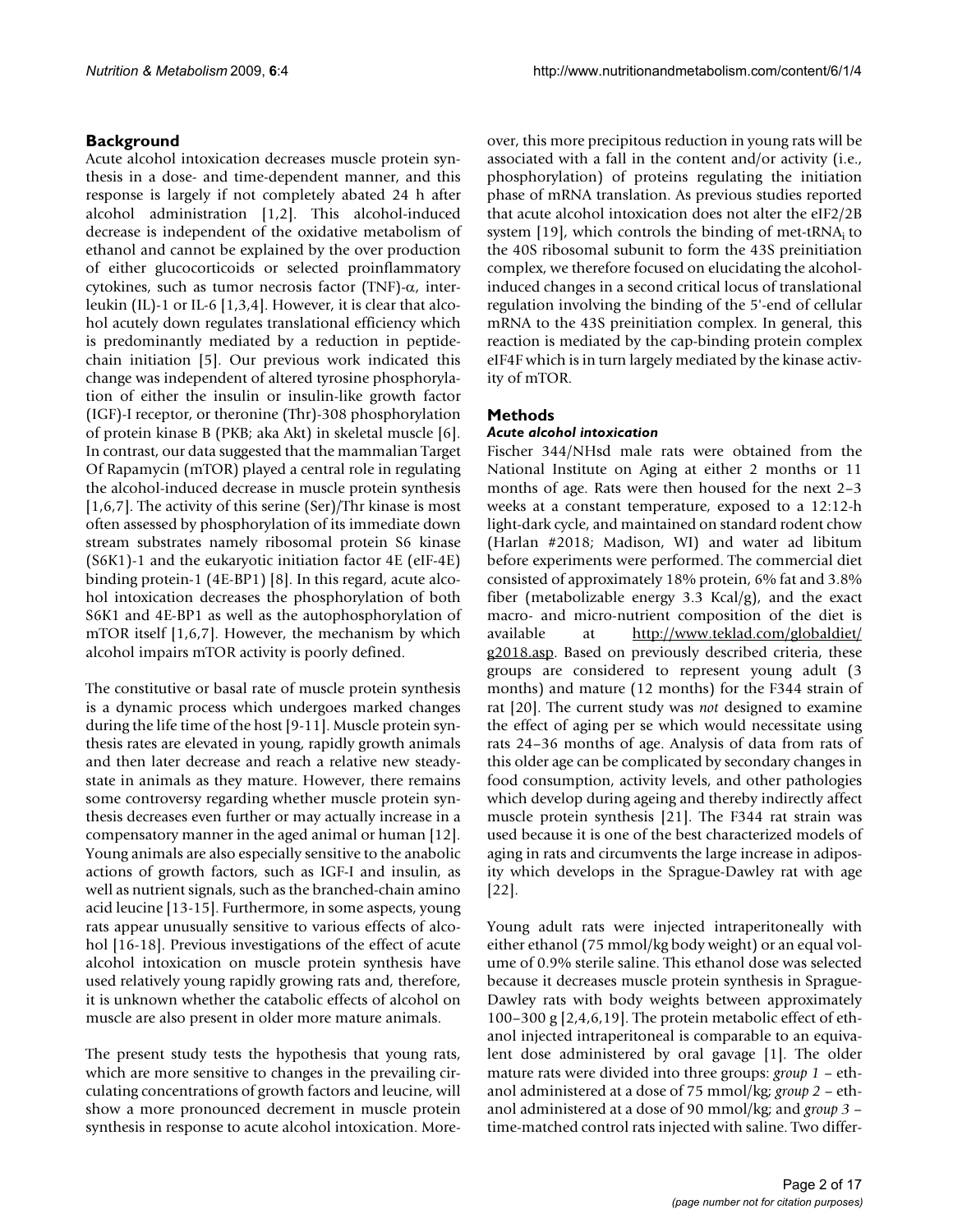## Background

Acute alcohol intoxication decreases muscle protein synthesis in a dose- and time-dependent manner, and this response is largely if not completely abated 24 h after alcohol administration [1,2]. This alcohol-induced decrease is independent of the oxidative metabolism of ethanol and cannot be explained by the over production of either glucocorticoids or selected proinflammatory cytokines, such as tumor necrosis factor (TNF)-α, interleukin (IL)-1 or IL-6 [1,3,4]. However, it is clear that alcohol acutely down regulates translational efficiency which is predominantly mediated by a reduction in peptide-chain initiation [5]. Our previous work indicated this change was independent of altered tyrosine phosphorylation of either the insulin or insulin-like growth factor (IGF)-I receptor, or theronine (Thr)-308 phosphorylation of protein kinase B (PKB; aka Akt) in skeletal muscle [6]. In contrast, our data suggested that the mammalian Target Of Rapamycin (mTOR) played a central role in regulating the alcohol-induced decrease in muscle protein synthesis [1,6,7]. The activity of this serine (Ser)/Thr kinase is most often assessed by phosphorylation of its immediate down stream substrates namely ribosomal protein S6 kinase (S6K1)-1 and the eukaryotic initiation factor 4E (eIF-4E) binding protein-1 (4E-BP1) [8]. In this regard, acute alcohol intoxication decreases the phosphorylation of both S6K1 and 4E-BP1 as well as the autophosphorylation of mTOR itself [1,6,7]. However, the mechanism by which alcohol impairs mTOR activity is poorly defined.

The constitutive or basal rate of muscle protein synthesis is a dynamic process which undergoes marked changes during the life time of the host [9-11]. Muscle protein synthesis rates are elevated in young, rapidly growth animals and then later decrease and reach a relative new steady-state in animals as they mature. However, there remains some controversy regarding whether muscle protein synthesis decreases even further or may actually increase in a compensatory manner in the aged animal or human [12]. Young animals are also especially sensitive to the anabolic actions of growth factors, such as IGF-I and insulin, as well as nutrient signals, such as the branched-chain amino acid leucine [13-15]. Furthermore, in some aspects, young rats appear unusually sensitive to various effects of alcohol [16-18]. Previous investigations of the effect of acute alcohol intoxication on muscle protein synthesis have used relatively young rapidly growing rats and, therefore, it is unknown whether the catabolic effects of alcohol on muscle are also present in older more mature animals.

The present study tests the hypothesis that young rats, which are more sensitive to changes in the prevailing circulating concentrations of growth factors and leucine, will show a more pronounced decrement in muscle protein synthesis in response to acute alcohol intoxication. Moreover, this more precipitous reduction in young rats will be associated with a fall in the content and/or activity (i.e., phosphorylation) of proteins regulating the initiation phase of mRNA translation. As previous studies reported that acute alcohol intoxication does not alter the eIF2/2B system [19], which controls the binding of met-tRNA$_i$ to the 40S ribosomal subunit to form the 43S preinitiation complex, we therefore focused on elucidating the alcohol-induced changes in a second critical locus of translational regulation involving the binding of the 5'-end of cellular mRNA to the 43S preinitiation complex. In general, this reaction is mediated by the cap-binding protein complex eIF4F which is in turn largely mediated by the kinase activity of mTOR.

## Methods

### *Acute alcohol intoxication*

Fischer 344/NHsd male rats were obtained from the National Institute on Aging at either 2 months or 11 months of age. Rats were then housed for the next 2–3 weeks at a constant temperature, exposed to a 12:12-h light-dark cycle, and maintained on standard rodent chow (Harlan #2018; Madison, WI) and water ad libitum before experiments were performed. The commercial diet consisted of approximately 18% protein, 6% fat and 3.8% fiber (metabolizable energy 3.3 Kcal/g), and the exact macro- and micro-nutrient composition of the diet is available at http://www.teklad.com/globaldiet/g2018.asp. Based on previously described criteria, these groups are considered to represent young adult (3 months) and mature (12 months) for the F344 strain of rat [20]. The current study was *not* designed to examine the effect of aging per se which would necessitate using rats 24–36 months of age. Analysis of data from rats of this older age can be complicated by secondary changes in food consumption, activity levels, and other pathologies which develop during ageing and thereby indirectly affect muscle protein synthesis [21]. The F344 rat strain was used because it is one of the best characterized models of aging in rats and circumvents the large increase in adiposity which develops in the Sprague-Dawley rat with age [22].

Young adult rats were injected intraperitoneally with either ethanol (75 mmol/kg body weight) or an equal volume of 0.9% sterile saline. This ethanol dose was selected because it decreases muscle protein synthesis in Sprague-Dawley rats with body weights between approximately 100–300 g [2,4,6,19]. The protein metabolic effect of ethanol injected intraperitoneal is comparable to an equivalent dose administered by oral gavage [1]. The older mature rats were divided into three groups: *group 1* – ethanol administered at a dose of 75 mmol/kg; *group 2* – ethanol administered at a dose of 90 mmol/kg; and *group 3* – time-matched control rats injected with saline. Two differ-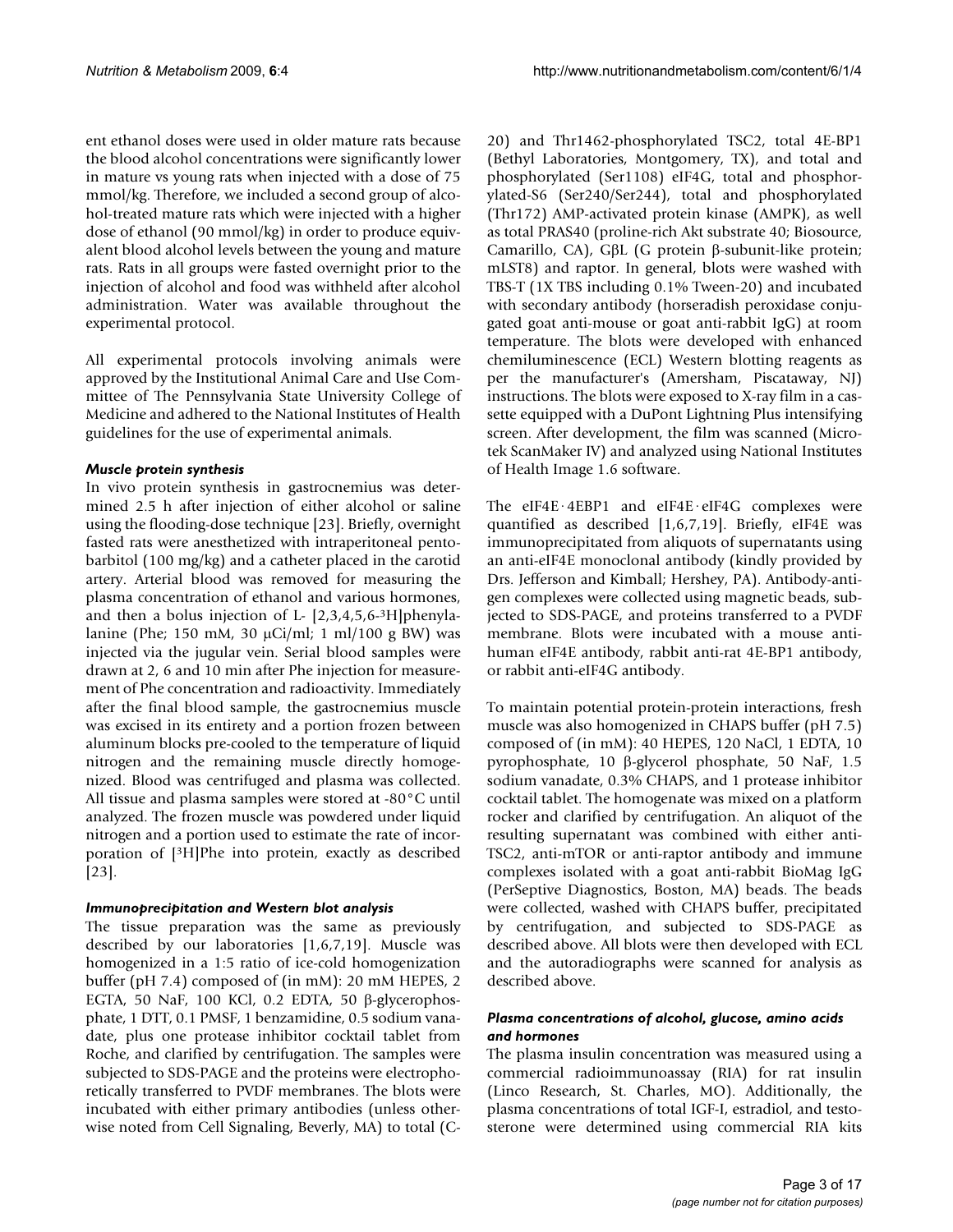ent ethanol doses were used in older mature rats because the blood alcohol concentrations were significantly lower in mature vs young rats when injected with a dose of 75 mmol/kg. Therefore, we included a second group of alcohol-treated mature rats which were injected with a higher dose of ethanol (90 mmol/kg) in order to produce equivalent blood alcohol levels between the young and mature rats. Rats in all groups were fasted overnight prior to the injection of alcohol and food was withheld after alcohol administration. Water was available throughout the experimental protocol.

All experimental protocols involving animals were approved by the Institutional Animal Care and Use Committee of The Pennsylvania State University College of Medicine and adhered to the National Institutes of Health guidelines for the use of experimental animals.

### *Muscle protein synthesis*

In vivo protein synthesis in gastrocnemius was determined 2.5 h after injection of either alcohol or saline using the flooding-dose technique [23]. Briefly, overnight fasted rats were anesthetized with intraperitoneal pentobarbitol (100 mg/kg) and a catheter placed in the carotid artery. Arterial blood was removed for measuring the plasma concentration of ethanol and various hormones, and then a bolus injection of L- [2,3,4,5,6-$^3$H]phenylalanine (Phe; 150 mM, 30 μCi/ml; 1 ml/100 g BW) was injected via the jugular vein. Serial blood samples were drawn at 2, 6 and 10 min after Phe injection for measurement of Phe concentration and radioactivity. Immediately after the final blood sample, the gastrocnemius muscle was excised in its entirety and a portion frozen between aluminum blocks pre-cooled to the temperature of liquid nitrogen and the remaining muscle directly homogenized. Blood was centrifuged and plasma was collected. All tissue and plasma samples were stored at -80°C until analyzed. The frozen muscle was powdered under liquid nitrogen and a portion used to estimate the rate of incorporation of [$^3$H]Phe into protein, exactly as described [23].

### *Immunoprecipitation and Western blot analysis*

The tissue preparation was the same as previously described by our laboratories [1,6,7,19]. Muscle was homogenized in a 1:5 ratio of ice-cold homogenization buffer (pH 7.4) composed of (in mM): 20 mM HEPES, 2 EGTA, 50 NaF, 100 KCl, 0.2 EDTA, 50 β-glycerophosphate, 1 DTT, 0.1 PMSF, 1 benzamidine, 0.5 sodium vanadate, plus one protease inhibitor cocktail tablet from Roche, and clarified by centrifugation. The samples were subjected to SDS-PAGE and the proteins were electrophoretically transferred to PVDF membranes. The blots were incubated with either primary antibodies (unless otherwise noted from Cell Signaling, Beverly, MA) to total (C-20) and Thr1462-phosphorylated TSC2, total 4E-BP1 (Bethyl Laboratories, Montgomery, TX), and total and phosphorylated (Ser1108) eIF4G, total and phosphorylated-S6 (Ser240/Ser244), total and phosphorylated (Thr172) AMP-activated protein kinase (AMPK), as well as total PRAS40 (proline-rich Akt substrate 40; Biosource, Camarillo, CA), GβL (G protein β-subunit-like protein; mLST8) and raptor. In general, blots were washed with TBS-T (1X TBS including 0.1% Tween-20) and incubated with secondary antibody (horseradish peroxidase conjugated goat anti-mouse or goat anti-rabbit IgG) at room temperature. The blots were developed with enhanced chemiluminescence (ECL) Western blotting reagents as per the manufacturer's (Amersham, Piscataway, NJ) instructions. The blots were exposed to X-ray film in a cassette equipped with a DuPont Lightning Plus intensifying screen. After development, the film was scanned (Microtek ScanMaker IV) and analyzed using National Institutes of Health Image 1.6 software.

The eIF4E·4EBP1 and eIF4E·eIF4G complexes were quantified as described [1,6,7,19]. Briefly, eIF4E was immunoprecipitated from aliquots of supernatants using an anti-eIF4E monoclonal antibody (kindly provided by Drs. Jefferson and Kimball; Hershey, PA). Antibody-antigen complexes were collected using magnetic beads, subjected to SDS-PAGE, and proteins transferred to a PVDF membrane. Blots were incubated with a mouse anti-human eIF4E antibody, rabbit anti-rat 4E-BP1 antibody, or rabbit anti-eIF4G antibody.

To maintain potential protein-protein interactions, fresh muscle was also homogenized in CHAPS buffer (pH 7.5) composed of (in mM): 40 HEPES, 120 NaCl, 1 EDTA, 10 pyrophosphate, 10 β-glycerol phosphate, 50 NaF, 1.5 sodium vanadate, 0.3% CHAPS, and 1 protease inhibitor cocktail tablet. The homogenate was mixed on a platform rocker and clarified by centrifugation. An aliquot of the resulting supernatant was combined with either anti-TSC2, anti-mTOR or anti-raptor antibody and immune complexes isolated with a goat anti-rabbit BioMag IgG (PerSeptive Diagnostics, Boston, MA) beads. The beads were collected, washed with CHAPS buffer, precipitated by centrifugation, and subjected to SDS-PAGE as described above. All blots were then developed with ECL and the autoradiographs were scanned for analysis as described above.

### *Plasma concentrations of alcohol, glucose, amino acids and hormones*

The plasma insulin concentration was measured using a commercial radioimmunoassay (RIA) for rat insulin (Linco Research, St. Charles, MO). Additionally, the plasma concentrations of total IGF-I, estradiol, and testosterone were determined using commercial RIA kits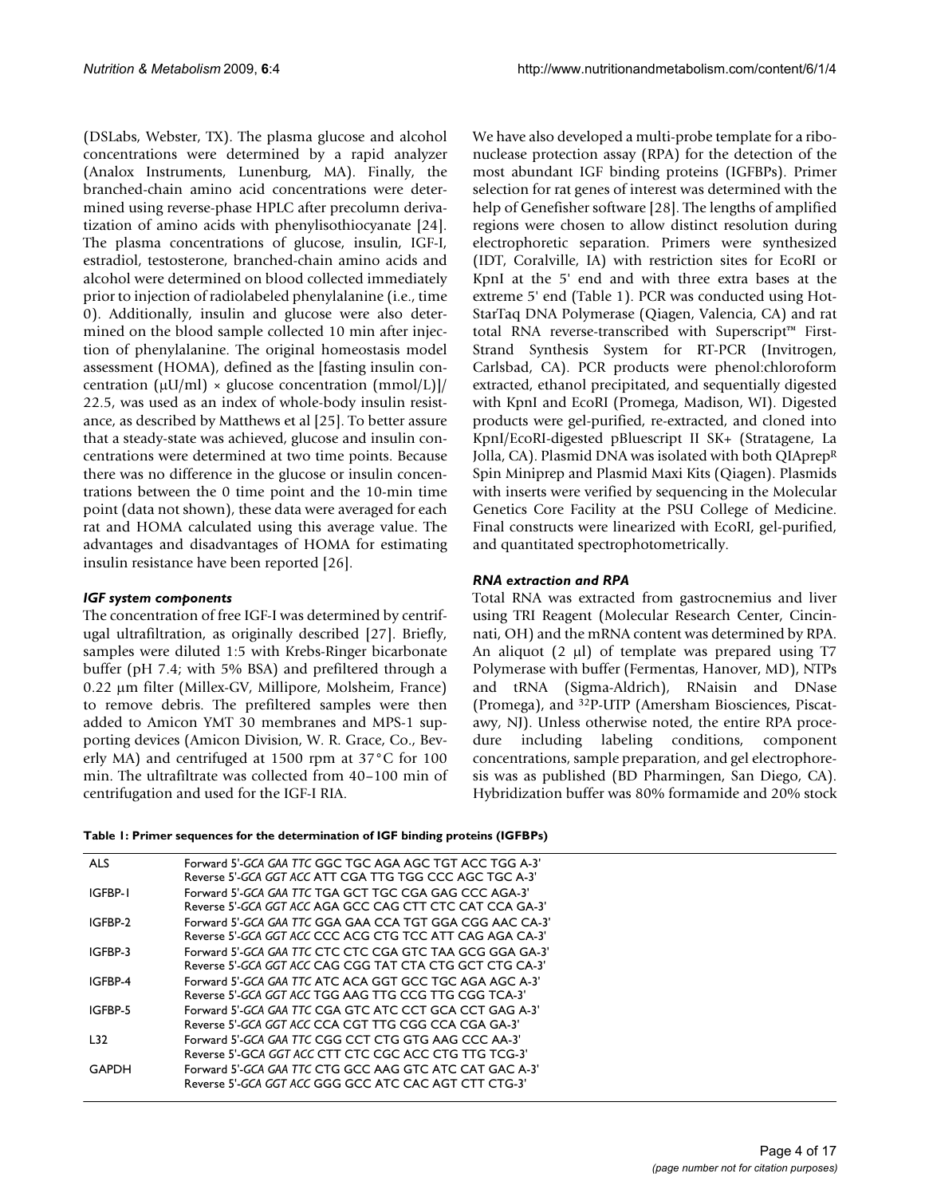(DSLabs, Webster, TX). The plasma glucose and alcohol concentrations were determined by a rapid analyzer (Analox Instruments, Lunenburg, MA). Finally, the branched-chain amino acid concentrations were determined using reverse-phase HPLC after precolumn derivatization of amino acids with phenylisothiocyanate [24]. The plasma concentrations of glucose, insulin, IGF-I, estradiol, testosterone, branched-chain amino acids and alcohol were determined on blood collected immediately prior to injection of radiolabeled phenylalanine (i.e., time 0). Additionally, insulin and glucose were also determined on the blood sample collected 10 min after injection of phenylalanine. The original homeostasis model assessment (HOMA), defined as the [fasting insulin concentration (μU/ml) × glucose concentration (mmol/L)]/22.5, was used as an index of whole-body insulin resistance, as described by Matthews et al [25]. To better assure that a steady-state was achieved, glucose and insulin concentrations were determined at two time points. Because there was no difference in the glucose or insulin concentrations between the 0 time point and the 10-min time point (data not shown), these data were averaged for each rat and HOMA calculated using this average value. The advantages and disadvantages of HOMA for estimating insulin resistance have been reported [26].

### *IGF system components*

The concentration of free IGF-I was determined by centrifugal ultrafiltration, as originally described [27]. Briefly, samples were diluted 1:5 with Krebs-Ringer bicarbonate buffer (pH 7.4; with 5% BSA) and prefiltered through a 0.22 μm filter (Millex-GV, Millipore, Molsheim, France) to remove debris. The prefiltered samples were then added to Amicon YMT 30 membranes and MPS-1 supporting devices (Amicon Division, W. R. Grace, Co., Beverly MA) and centrifuged at 1500 rpm at 37°C for 100 min. The ultrafiltrate was collected from 40–100 min of centrifugation and used for the IGF-I RIA.

We have also developed a multi-probe template for a ribonuclease protection assay (RPA) for the detection of the most abundant IGF binding proteins (IGFBPs). Primer selection for rat genes of interest was determined with the help of Genefisher software [28]. The lengths of amplified regions were chosen to allow distinct resolution during electrophoretic separation. Primers were synthesized (IDT, Coralville, IA) with restriction sites for EcoRI or KpnI at the 5' end and with three extra bases at the extreme 5' end (Table 1). PCR was conducted using HotStarTaq DNA Polymerase (Qiagen, Valencia, CA) and rat total RNA reverse-transcribed with Superscript™ First-Strand Synthesis System for RT-PCR (Invitrogen, Carlsbad, CA). PCR products were phenol:chloroform extracted, ethanol precipitated, and sequentially digested with KpnI and EcoRI (Promega, Madison, WI). Digested products were gel-purified, re-extracted, and cloned into KpnI/EcoRI-digested pBluescript II SK+ (Stratagene, La Jolla, CA). Plasmid DNA was isolated with both QIAprep[R] Spin Miniprep and Plasmid Maxi Kits (Qiagen). Plasmids with inserts were verified by sequencing in the Molecular Genetics Core Facility at the PSU College of Medicine. Final constructs were linearized with EcoRI, gel-purified, and quantitated spectrophotometrically.

### *RNA extraction and RPA*

Total RNA was extracted from gastrocnemius and liver using TRI Reagent (Molecular Research Center, Cincinnati, OH) and the mRNA content was determined by RPA. An aliquot (2 μl) of template was prepared using T7 Polymerase with buffer (Fermentas, Hanover, MD), NTPs and tRNA (Sigma-Aldrich), RNaisin and DNase (Promega), and $^{32}$P-UTP (Amersham Biosciences, Piscataway, NJ). Unless otherwise noted, the entire RPA procedure including labeling conditions, component concentrations, sample preparation, and gel electrophoresis was as published (BD Pharmingen, San Diego, CA). Hybridization buffer was 80% formamide and 20% stock

**Table 1: Primer sequences for the determination of IGF binding proteins (IGFBPs)**

| | |
|---|---|
| ALS | Forward 5'-*GCA GAA TTC* GGC TGC AGA AGC TGT ACC TGG A-3'<br>Reverse 5'-*GCA GGT ACC* ATT CGA TTG TGG CCC AGC TGC A-3' |
| IGFBP-1 | Forward 5'-*GCA GAA TTC* TGA GCT TGC CGA GAG CCC AGA-3'<br>Reverse 5'-*GCA GGT ACC* AGA GCC CAG CTT CTC CAT CCA GA-3' |
| IGFBP-2 | Forward 5'-*GCA GAA TTC* GGA GAA CCA TGT GGA CGG AAC CA-3'<br>Reverse 5'-*GCA GGT ACC* CCC ACG CTG TCC ATT CAG AGA CA-3' |
| IGFBP-3 | Forward 5'-*GCA GAA TTC* CTC CTC CGA GTC TAA GCG GGA GA-3'<br>Reverse 5'-*GCA GGT ACC* CAG CGG TAT CTA CTG GCT CTG CA-3' |
| IGFBP-4 | Forward 5'-*GCA GAA TTC* ATC ACA GGT GCC TGC AGA AGC A-3'<br>Reverse 5'-*GCA GGT ACC* TGG AAG TTG CCG TTG CGG TCA-3' |
| IGFBP-5 | Forward 5'-*GCA GAA TTC* CGA GTC ATC CCT GCA CCT GAG A-3'<br>Reverse 5'-*GCA GGT ACC* CCA CGT TTG CGG CCA CGA GA-3' |
| L32 | Forward 5'-*GCA GAA TTC* CGG CCT CTG GTG AAG CCC AA-3'<br>Reverse 5'-GCA *GGT ACC* CTT CTC CGC ACC CTG TTG TCG-3' |
| GAPDH | Forward 5'-*GCA GAA TTC* CTG GCC AAG GTC ATC CAT GAC A-3'<br>Reverse 5'-*GCA GGT ACC* GGG GCC ATC CAC AGT CTT CTG-3' |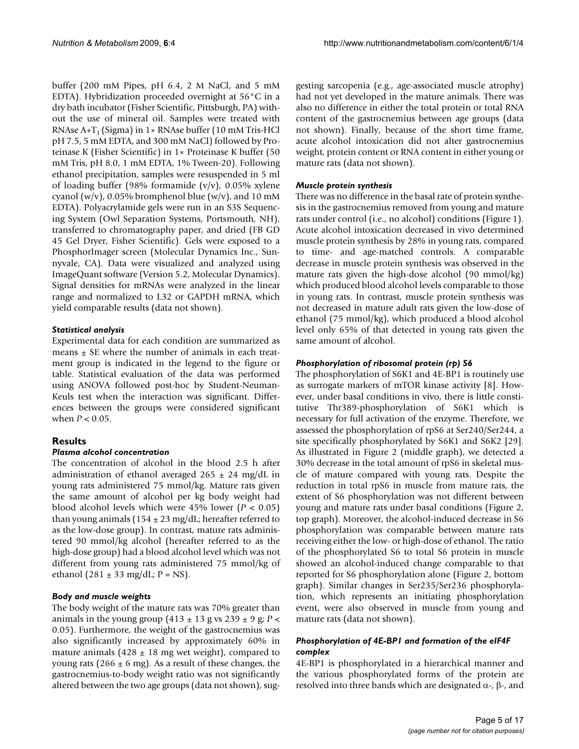buffer (200 mM Pipes, pH 6.4, 2 M NaCl, and 5 mM EDTA). Hybridization proceeded overnight at 56°C in a dry bath incubator (Fisher Scientific, Pittsburgh, PA) without the use of mineral oil. Samples were treated with RNAse A+$T_1$ (Sigma) in 1× RNAse buffer (10 mM Tris-HCl pH 7.5, 5 mM EDTA, and 300 mM NaCl) followed by Proteinase K (Fisher Scientific) in 1× Proteinase K buffer (50 mM Tris, pH 8.0, 1 mM EDTA, 1% Tween-20). Following ethanol precipitation, samples were resuspended in 5 ml of loading buffer (98% formamide (v/v), 0.05% xylene cyanol (w/v), 0.05% bromphenol blue (w/v), and 10 mM EDTA). Polyacrylamide gels were run in an S3S Sequencing System (Owl Separation Systems, Portsmouth, NH), transferred to chromatography paper, and dried (FB GD 45 Gel Dryer, Fisher Scientific). Gels were exposed to a PhosphorImager screen (Molecular Dynamics Inc., Sunnyvale, CA). Data were visualized and analyzed using ImageQuant software (Version 5.2, Molecular Dynamics). Signal densities for mRNAs were analyzed in the linear range and normalized to L32 or GAPDH mRNA, which yield comparable results (data not shown).

### *Statistical analysis*

Experimental data for each condition are summarized as means ± SE where the number of animals in each treatment group is indicated in the legend to the figure or table. Statistical evaluation of the data was performed using ANOVA followed post-hoc by Student-Neuman-Keuls test when the interaction was significant. Differences between the groups were considered significant when $P < 0.05$.

## Results

### *Plasma alcohol concentration*

The concentration of alcohol in the blood 2.5 h after administration of ethanol averaged 265 ± 24 mg/dL in young rats administered 75 mmol/kg. Mature rats given the same amount of alcohol per kg body weight had blood alcohol levels which were 45% lower ($P < 0.05$) than young animals (154 ± 23 mg/dL; hereafter referred to as the low-dose group). In contrast, mature rats administered 90 mmol/kg alcohol (hereafter referred to as the high-dose group) had a blood alcohol level which was not different from young rats administered 75 mmol/kg of ethanol (281 ± 33 mg/dL; P = NS).

### *Body and muscle weights*

The body weight of the mature rats was 70% greater than animals in the young group (413 ± 13 g vs 239 ± 9 g; $P < 0.05$). Furthermore, the weight of the gastrocnemius was also significantly increased by approximately 60% in mature animals (428 ± 18 mg wet weight), compared to young rats (266 ± 6 mg). As a result of these changes, the gastrocnemius-to-body weight ratio was not significantly altered between the two age groups (data not shown), suggesting sarcopenia (e.g., age-associated muscle atrophy) had not yet developed in the mature animals. There was also no difference in either the total protein or total RNA content of the gastrocnemius between age groups (data not shown). Finally, because of the short time frame, acute alcohol intoxication did not alter gastrocnemius weight, protein content or RNA content in either young or mature rats (data not shown).

### *Muscle protein synthesis*

There was no difference in the basal rate of protein synthesis in the gastrocnemius removed from young and mature rats under control (i.e., no alcohol) conditions (Figure 1). Acute alcohol intoxication decreased in vivo determined muscle protein synthesis by 28% in young rats, compared to time- and age-matched controls. A comparable decrease in muscle protein synthesis was observed in the mature rats given the high-dose alcohol (90 mmol/kg) which produced blood alcohol levels comparable to those in young rats. In contrast, muscle protein synthesis was not decreased in mature adult rats given the low-dose of ethanol (75 mmol/kg), which produced a blood alcohol level only 65% of that detected in young rats given the same amount of alcohol.

### *Phosphorylation of ribosomal protein (rp) S6*

The phosphorylation of S6K1 and 4E-BP1 is routinely use as surrogate markers of mTOR kinase activity [8]. However, under basal conditions in vivo, there is little constitutive Thr389-phosphorylation of S6K1 which is necessary for full activation of the enzyme. Therefore, we assessed the phosphorylation of rpS6 at Ser240/Ser244, a site specifically phosphorylated by S6K1 and S6K2 [29]. As illustrated in Figure 2 (middle graph), we detected a 30% decrease in the total amount of rpS6 in skeletal muscle of mature compared with young rats. Despite the reduction in total rpS6 in muscle from mature rats, the extent of S6 phosphorylation was not different between young and mature rats under basal conditions (Figure 2, top graph). Moreover, the alcohol-induced decrease in S6 phosphorylation was comparable between mature rats receiving either the low- or high-dose of ethanol. The ratio of the phosphorylated S6 to total S6 protein in muscle showed an alcohol-induced change comparable to that reported for S6 phosphorylation alone (Figure 2, bottom graph). Similar changes in Ser235/Ser236 phosphorylation, which represents an initiating phosphorylation event, were also observed in muscle from young and mature rats (data not shown).

### *Phosphorylation of 4E-BP1 and formation of the eIF4F complex*

4E-BP1 is phosphorylated in a hierarchical manner and the various phosphorylated forms of the protein are resolved into three bands which are designated α-, β-, and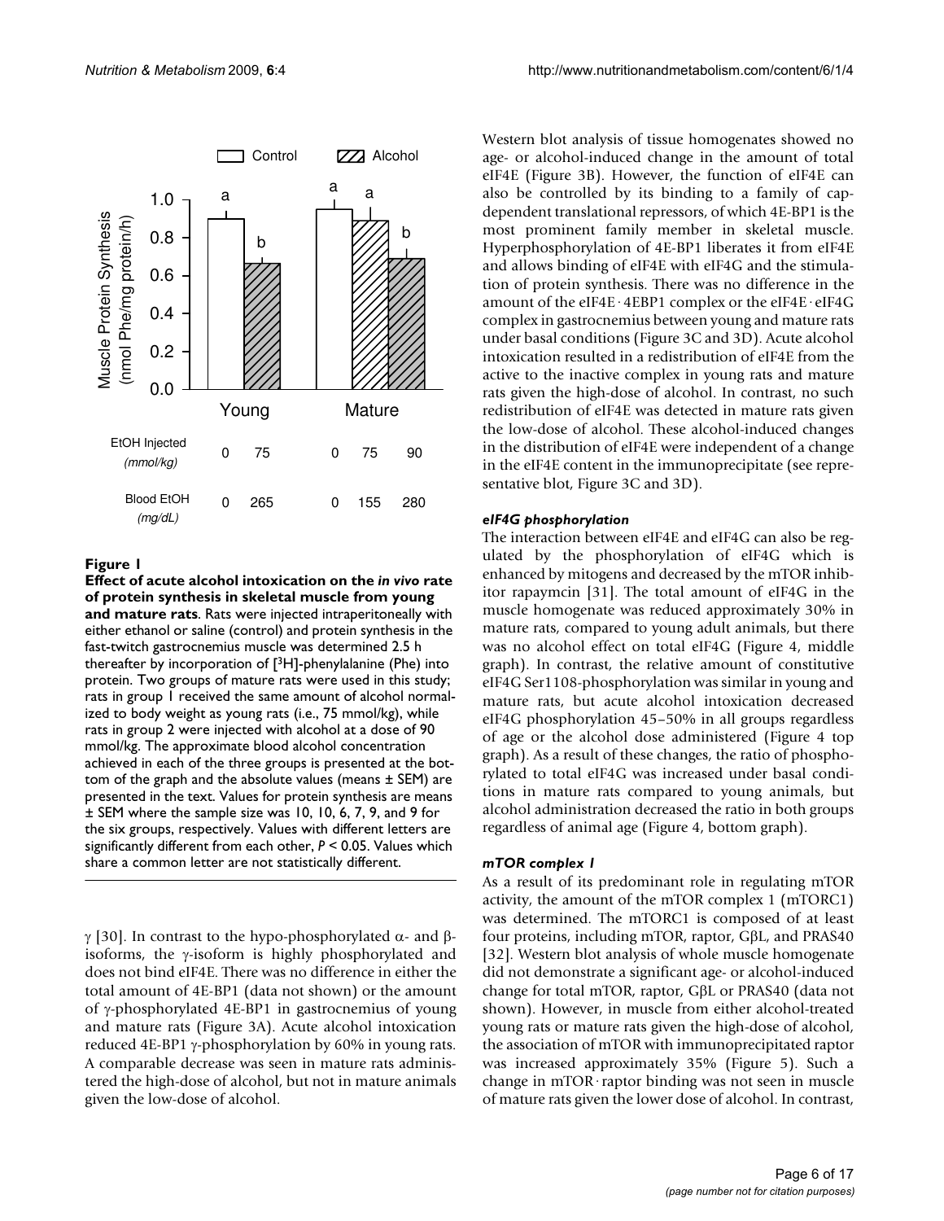**Figure 1**

**Effect of acute alcohol intoxication on the *in vivo* rate of protein synthesis in skeletal muscle from young and mature rats**. Rats were injected intraperitoneally with either ethanol or saline (control) and protein synthesis in the fast-twitch gastrocnemius muscle was determined 2.5 h thereafter by incorporation of [$^3$H]-phenylalanine (Phe) into protein. Two groups of mature rats were used in this study; rats in group 1 received the same amount of alcohol normalized to body weight as young rats (i.e., 75 mmol/kg), while rats in group 2 were injected with alcohol at a dose of 90 mmol/kg. The approximate blood alcohol concentration achieved in each of the three groups is presented at the bottom of the graph and the absolute values (means ± SEM) are presented in the text. Values for protein synthesis are means ± SEM where the sample size was 10, 10, 6, 7, 9, and 9 for the six groups, respectively. Values with different letters are significantly different from each other, $P < 0.05$. Values which share a common letter are not statistically different.

γ [30]. In contrast to the hypo-phosphorylated α- and β-isoforms, the γ-isoform is highly phosphorylated and does not bind eIF4E. There was no difference in either the total amount of 4E-BP1 (data not shown) or the amount of γ-phosphorylated 4E-BP1 in gastrocnemius of young and mature rats (Figure 3A). Acute alcohol intoxication reduced 4E-BP1 γ-phosphorylation by 60% in young rats. A comparable decrease was seen in mature rats administered the high-dose of alcohol, but not in mature animals given the low-dose of alcohol.

Western blot analysis of tissue homogenates showed no age- or alcohol-induced change in the amount of total eIF4E (Figure 3B). However, the function of eIF4E can also be controlled by its binding to a family of cap-dependent translational repressors, of which 4E-BP1 is the most prominent family member in skeletal muscle. Hyperphosphorylation of 4E-BP1 liberates it from eIF4E and allows binding of eIF4E with eIF4G and the stimulation of protein synthesis. There was no difference in the amount of the eIF4E · 4EBP1 complex or the eIF4E · eIF4G complex in gastrocnemius between young and mature rats under basal conditions (Figure 3C and 3D). Acute alcohol intoxication resulted in a redistribution of eIF4E from the active to the inactive complex in young rats and mature rats given the high-dose of alcohol. In contrast, no such redistribution of eIF4E was detected in mature rats given the low-dose of alcohol. These alcohol-induced changes in the distribution of eIF4E were independent of a change in the eIF4E content in the immunoprecipitate (see representative blot, Figure 3C and 3D).

#### *eIF4G phosphorylation*

The interaction between eIF4E and eIF4G can also be regulated by the phosphorylation of eIF4G which is enhanced by mitogens and decreased by the mTOR inhibitor rapaymcin [31]. The total amount of eIF4G in the muscle homogenate was reduced approximately 30% in mature rats, compared to young adult animals, but there was no alcohol effect on total eIF4G (Figure 4, middle graph). In contrast, the relative amount of constitutive eIF4G Ser1108-phosphorylation was similar in young and mature rats, but acute alcohol intoxication decreased eIF4G phosphorylation 45–50% in all groups regardless of age or the alcohol dose administered (Figure 4 top graph). As a result of these changes, the ratio of phosphorylated to total eIF4G was increased under basal conditions in mature rats compared to young animals, but alcohol administration decreased the ratio in both groups regardless of animal age (Figure 4, bottom graph).

#### *mTOR complex 1*

As a result of its predominant role in regulating mTOR activity, the amount of the mTOR complex 1 (mTORC1) was determined. The mTORC1 is composed of at least four proteins, including mTOR, raptor, GβL, and PRAS40 [32]. Western blot analysis of whole muscle homogenate did not demonstrate a significant age- or alcohol-induced change for total mTOR, raptor, GβL or PRAS40 (data not shown). However, in muscle from either alcohol-treated young rats or mature rats given the high-dose of alcohol, the association of mTOR with immunoprecipitated raptor was increased approximately 35% (Figure 5). Such a change in mTOR · raptor binding was not seen in muscle of mature rats given the lower dose of alcohol. In contrast,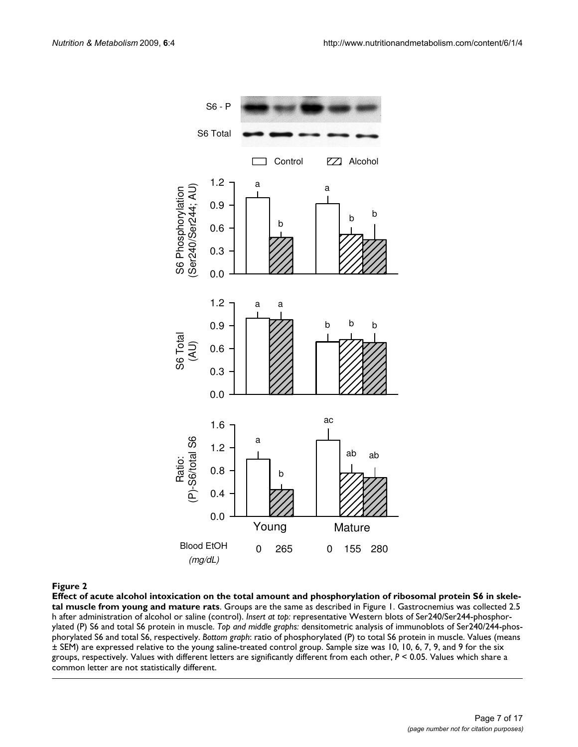**Figure 2**

**Effect of acute alcohol intoxication on the total amount and phosphorylation of ribosomal protein S6 in skeletal muscle from young and mature rats**. Groups are the same as described in Figure 1. Gastrocnemius was collected 2.5 h after administration of alcohol or saline (control). *Insert at top:* representative Western blots of Ser240/Ser244-phosphorylated (P) S6 and total S6 protein in muscle. *Top and middle graphs:* densitometric analysis of immunoblots of Ser240/244-phosphorylated S6 and total S6, respectively. *Bottom graph*: ratio of phosphorylated (P) to total S6 protein in muscle. Values (means ± SEM) are expressed relative to the young saline-treated control group. Sample size was 10, 10, 6, 7, 9, and 9 for the six groups, respectively. Values with different letters are significantly different from each other, $P < 0.05$. Values which share a common letter are not statistically different.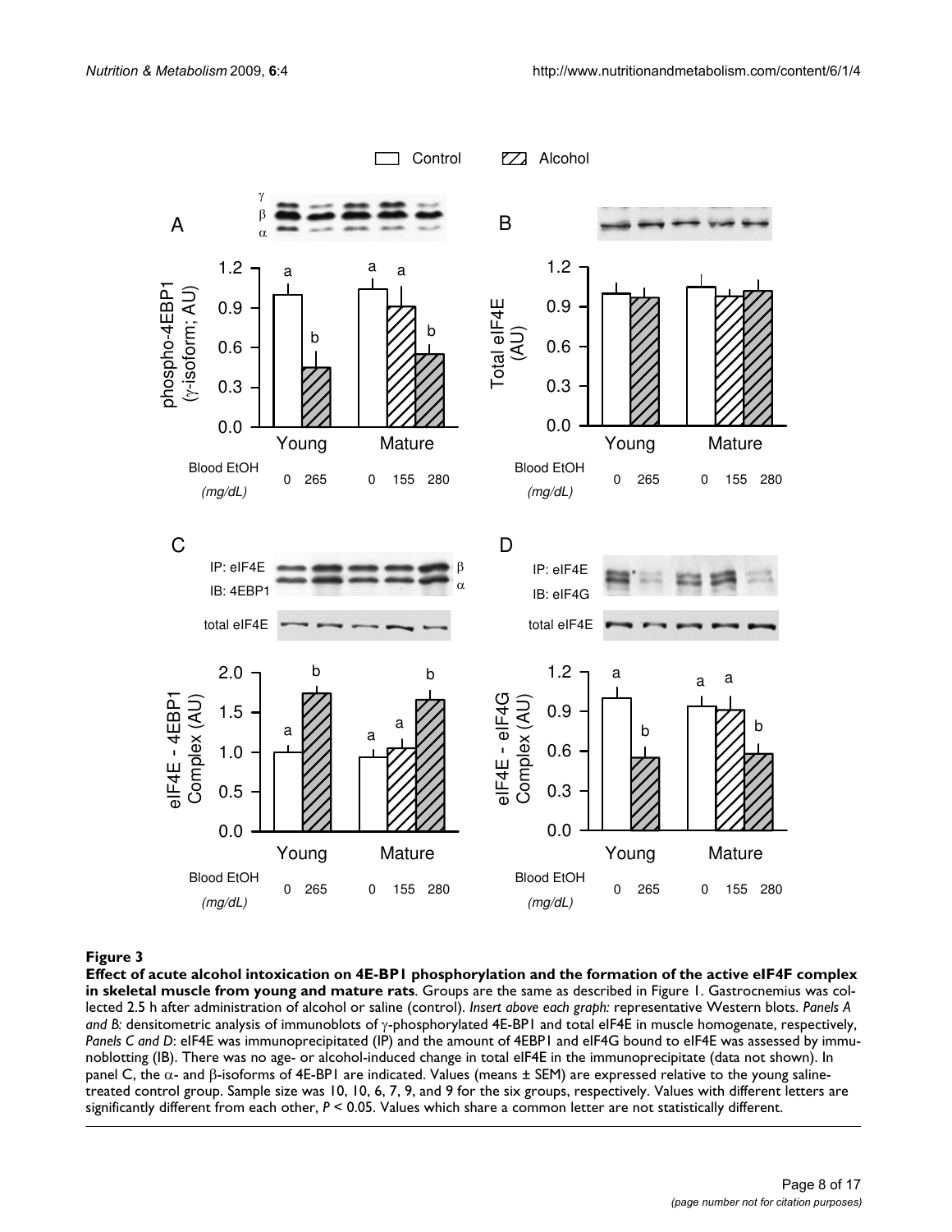**Figure 3**

**Effect of acute alcohol intoxication on 4E-BP1 phosphorylation and the formation of the active eIF4F complex in skeletal muscle from young and mature rats**. Groups are the same as described in Figure 1. Gastrocnemius was collected 2.5 h after administration of alcohol or saline (control). *Insert above each graph:* representative Western blots. *Panels A and B:* densitometric analysis of immunoblots of γ-phosphorylated 4E-BP1 and total eIF4E in muscle homogenate, respectively, *Panels C and D*: eIF4E was immunoprecipitated (IP) and the amount of 4EBP1 and eIF4G bound to eIF4E was assessed by immunoblotting (IB). There was no age- or alcohol-induced change in total eIF4E in the immunoprecipitate (data not shown). In panel C, the α- and β-isoforms of 4E-BP1 are indicated. Values (means ± SEM) are expressed relative to the young saline-treated control group. Sample size was 10, 10, 6, 7, 9, and 9 for the six groups, respectively. Values with different letters are significantly different from each other, $P < 0.05$. Values which share a common letter are not statistically different.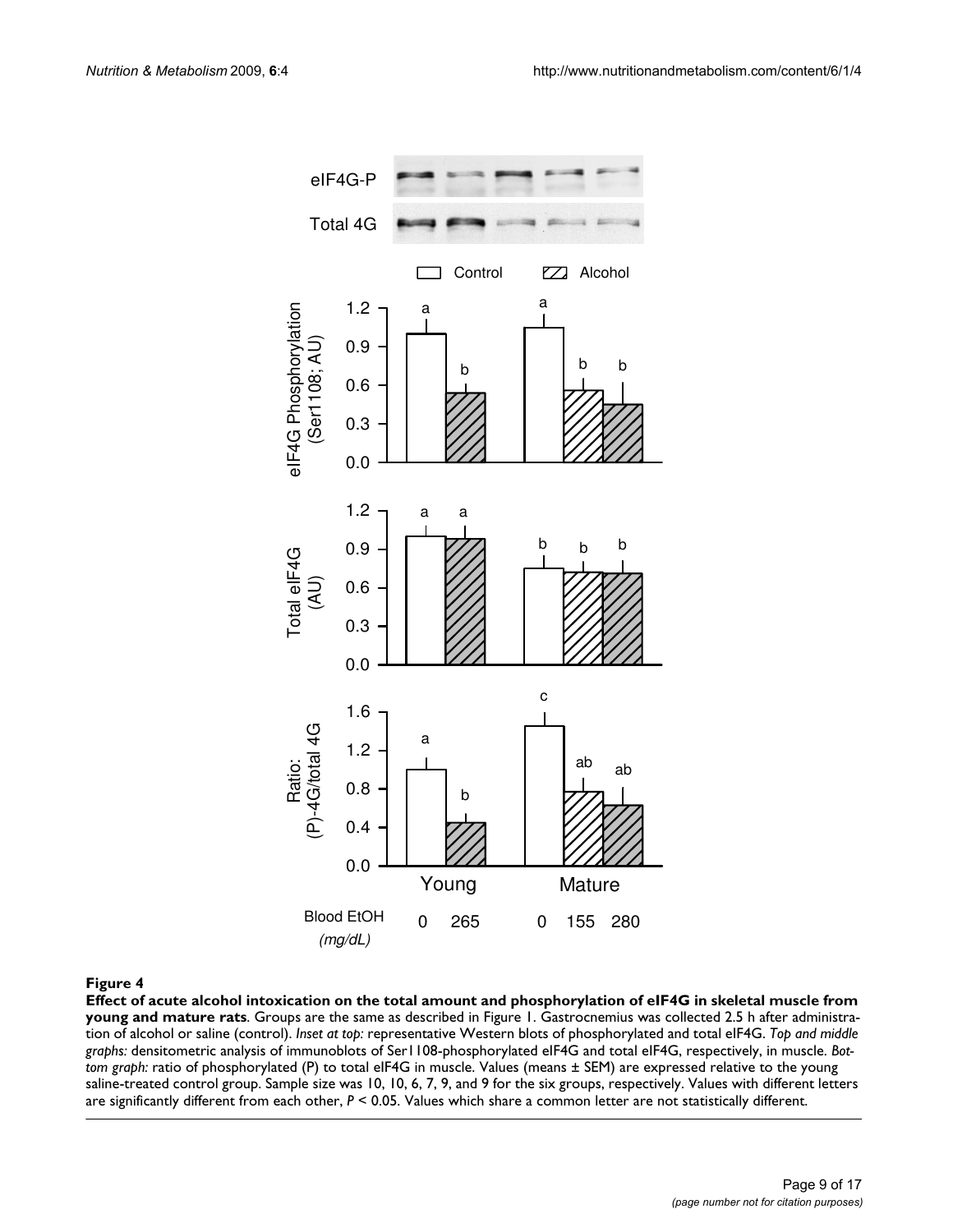**Figure 4**

**Effect of acute alcohol intoxication on the total amount and phosphorylation of eIF4G in skeletal muscle from young and mature rats**. Groups are the same as described in Figure 1. Gastrocnemius was collected 2.5 h after administration of alcohol or saline (control). *Inset at top:* representative Western blots of phosphorylated and total eIF4G. *Top and middle graphs:* densitometric analysis of immunoblots of Ser1108-phosphorylated eIF4G and total eIF4G, respectively, in muscle. *Bottom graph:* ratio of phosphorylated (P) to total eIF4G in muscle. Values (means ± SEM) are expressed relative to the young saline-treated control group. Sample size was 10, 10, 6, 7, 9, and 9 for the six groups, respectively. Values with different letters are significantly different from each other, $P < 0.05$. Values which share a common letter are not statistically different.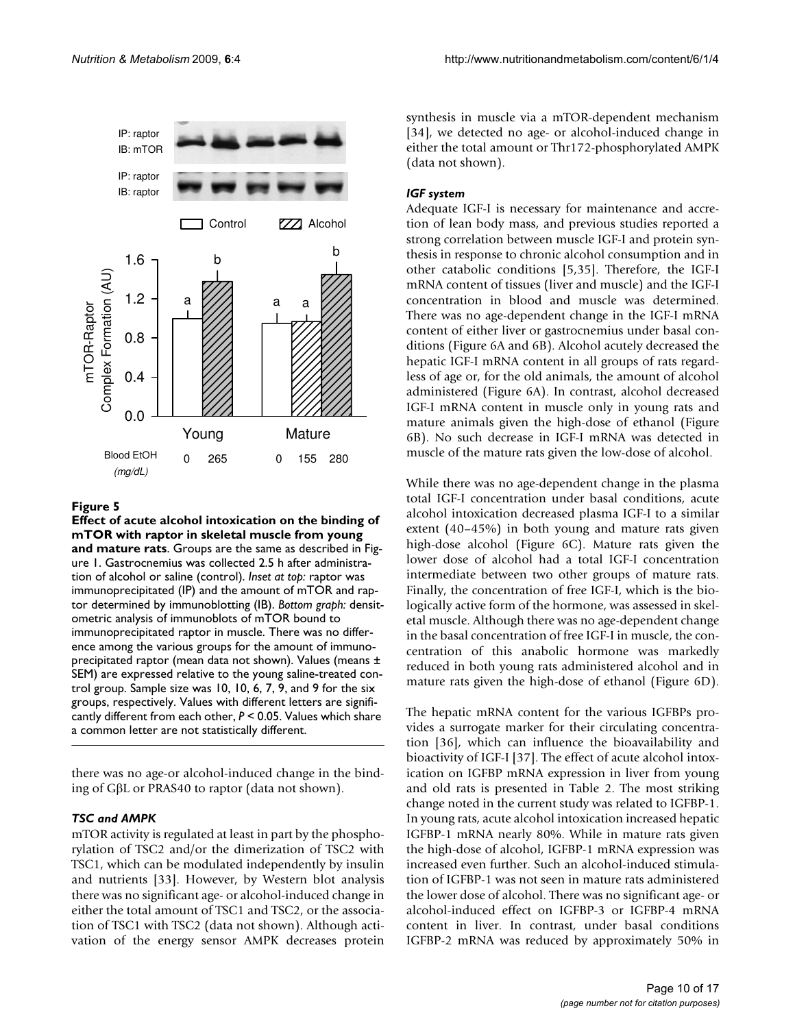**Figure 5**

**Effect of acute alcohol intoxication on the binding of mTOR with raptor in skeletal muscle from young and mature rats**. Groups are the same as described in Figure 1. Gastrocnemius was collected 2.5 h after administration of alcohol or saline (control). *Inset at top:* raptor was immunoprecipitated (IP) and the amount of mTOR and raptor determined by immunoblotting (IB). *Bottom graph:* densitometric analysis of immunoblots of mTOR bound to immunoprecipitated raptor in muscle. There was no difference among the various groups for the amount of immunoprecipitated raptor (mean data not shown). Values (means ± SEM) are expressed relative to the young saline-treated control group. Sample size was 10, 10, 6, 7, 9, and 9 for the six groups, respectively. Values with different letters are significantly different from each other, $P < 0.05$. Values which share a common letter are not statistically different.

there was no age-or alcohol-induced change in the binding of GβL or PRAS40 to raptor (data not shown).

### *TSC and AMPK*

mTOR activity is regulated at least in part by the phosphorylation of TSC2 and/or the dimerization of TSC2 with TSC1, which can be modulated independently by insulin and nutrients [33]. However, by Western blot analysis there was no significant age- or alcohol-induced change in either the total amount of TSC1 and TSC2, or the association of TSC1 with TSC2 (data not shown). Although activation of the energy sensor AMPK decreases protein synthesis in muscle via a mTOR-dependent mechanism [34], we detected no age- or alcohol-induced change in either the total amount or Thr172-phosphorylated AMPK (data not shown).

### *IGF system*

Adequate IGF-I is necessary for maintenance and accretion of lean body mass, and previous studies reported a strong correlation between muscle IGF-I and protein synthesis in response to chronic alcohol consumption and in other catabolic conditions [5,35]. Therefore, the IGF-I mRNA content of tissues (liver and muscle) and the IGF-I concentration in blood and muscle was determined. There was no age-dependent change in the IGF-I mRNA content of either liver or gastrocnemius under basal conditions (Figure 6A and 6B). Alcohol acutely decreased the hepatic IGF-I mRNA content in all groups of rats regardless of age or, for the old animals, the amount of alcohol administered (Figure 6A). In contrast, alcohol decreased IGF-I mRNA content in muscle only in young rats and mature animals given the high-dose of ethanol (Figure 6B). No such decrease in IGF-I mRNA was detected in muscle of the mature rats given the low-dose of alcohol.

While there was no age-dependent change in the plasma total IGF-I concentration under basal conditions, acute alcohol intoxication decreased plasma IGF-I to a similar extent (40–45%) in both young and mature rats given high-dose alcohol (Figure 6C). Mature rats given the lower dose of alcohol had a total IGF-I concentration intermediate between two other groups of mature rats. Finally, the concentration of free IGF-I, which is the biologically active form of the hormone, was assessed in skeletal muscle. Although there was no age-dependent change in the basal concentration of free IGF-I in muscle, the concentration of this anabolic hormone was markedly reduced in both young rats administered alcohol and in mature rats given the high-dose of ethanol (Figure 6D).

The hepatic mRNA content for the various IGFBPs provides a surrogate marker for their circulating concentration [36], which can influence the bioavailability and bioactivity of IGF-I [37]. The effect of acute alcohol intoxication on IGFBP mRNA expression in liver from young and old rats is presented in Table 2. The most striking change noted in the current study was related to IGFBP-1. In young rats, acute alcohol intoxication increased hepatic IGFBP-1 mRNA nearly 80%. While in mature rats given the high-dose of alcohol, IGFBP-1 mRNA expression was increased even further. Such an alcohol-induced stimulation of IGFBP-1 was not seen in mature rats administered the lower dose of alcohol. There was no significant age- or alcohol-induced effect on IGFBP-3 or IGFBP-4 mRNA content in liver. In contrast, under basal conditions IGFBP-2 mRNA was reduced by approximately 50% in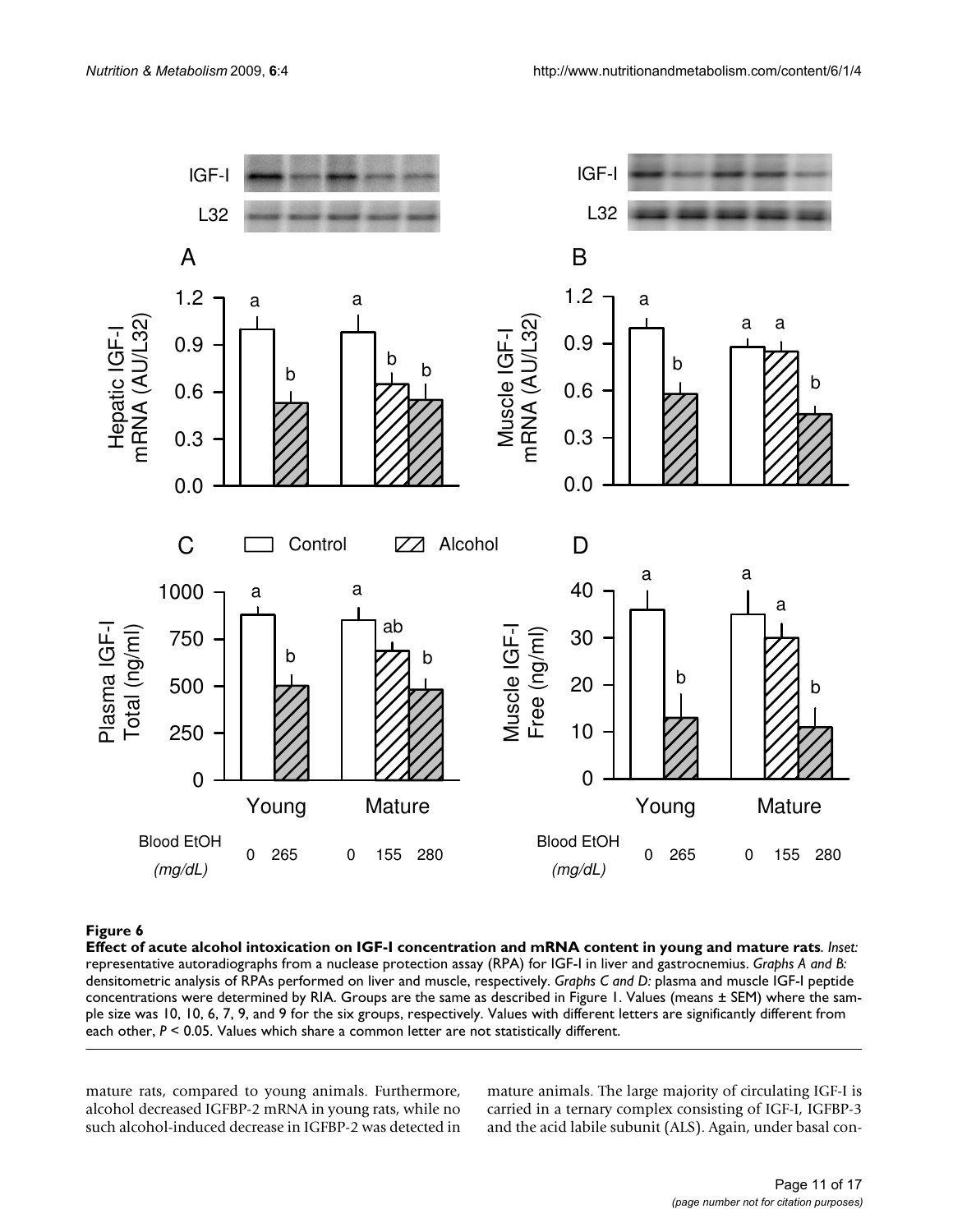**Figure 6**

**Effect of acute alcohol intoxication on IGF-I concentration and mRNA content in young and mature rats**. *Inset:* representative autoradiographs from a nuclease protection assay (RPA) for IGF-I in liver and gastrocnemius. *Graphs A and B:* densitometric analysis of RPAs performed on liver and muscle, respectively. *Graphs C and D:* plasma and muscle IGF-I peptide concentrations were determined by RIA. Groups are the same as described in Figure 1. Values (means ± SEM) where the sample size was 10, 10, 6, 7, 9, and 9 for the six groups, respectively. Values with different letters are significantly different from each other, *P* < 0.05. Values which share a common letter are not statistically different.

mature rats, compared to young animals. Furthermore, alcohol decreased IGFBP-2 mRNA in young rats, while no such alcohol-induced decrease in IGFBP-2 was detected in mature animals. The large majority of circulating IGF-I is carried in a ternary complex consisting of IGF-I, IGFBP-3 and the acid labile subunit (ALS). Again, under basal con-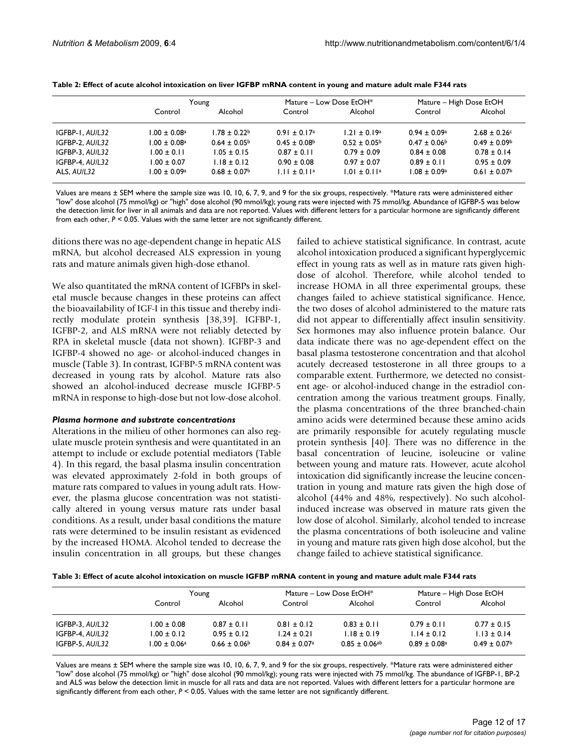**Table 2: Effect of acute alcohol intoxication on liver IGFBP mRNA content in young and mature adult male F344 rats**

| | Young | | Mature – Low Dose EtOH* | | Mature – High Dose EtOH | |
|---|---|---|---|---|---|---|
| | Control | Alcohol | Control | Alcohol | Control | Alcohol |
| IGFBP-1, *AU/L32* | 1.00 ± 0.08[a] | 1.78 ± 0.22[b] | 0.91 ± 0.17[a] | 1.21 ± 0.19[a] | 0.94 ± 0.09[a] | 2.68 ± 0.26[c] |
| IGFBP-2, *AU/L32* | 1.00 ± 0.08[a] | 0.64 ± 0.05[b] | 0.45 ± 0.08[b] | 0.52 ± 0.05[b] | 0.47 ± 0.06[b] | 0.49 ± 0.09[b] |
| IGFBP-3, *AU/L32* | 1.00 ± 0.11 | 1.05 ± 0.15 | 0.87 ± 0.11 | 0.79 ± 0.09 | 0.84 ± 0.08 | 0.78 ± 0.14 |
| IGFBP-4, *AU/L32* | 1.00 ± 0.07 | 1.18 ± 0.12 | 0.90 ± 0.08 | 0.97 ± 0.07 | 0.89 ± 0.11 | 0.95 ± 0.09 |
| ALS, *AU/L32* | 1.00 ± 0.09[a] | 0.68 ± 0.07[b] | 1.11 ± 0.11[a] | 1.01 ± 0.11[a] | 1.08 ± 0.09[a] | 0.61 ± 0.07[b] |

Values are means ± SEM where the sample size was 10, 10, 6, 7, 9, and 9 for the six groups, respectively. *Mature rats were administered either "low" dose alcohol (75 mmol/kg) or "high" dose alcohol (90 mmol/kg); young rats were injected with 75 mmol/kg. Abundance of IGFBP-5 was below the detection limit for liver in all animals and data are not reported. Values with different letters for a particular hormone are significantly different from each other, $P < 0.05$. Values with the same letter are not significantly different.

ditions there was no age-dependent change in hepatic ALS mRNA, but alcohol decreased ALS expression in young rats and mature animals given high-dose ethanol.

We also quantitated the mRNA content of IGFBPs in skeletal muscle because changes in these proteins can affect the bioavailability of IGF-I in this tissue and thereby indirectly modulate protein synthesis [38,39]. IGFBP-1, IGFBP-2, and ALS mRNA were not reliably detected by RPA in skeletal muscle (data not shown). IGFBP-3 and IGFBP-4 showed no age- or alcohol-induced changes in muscle (Table 3). In contrast, IGFBP-5 mRNA content was decreased in young rats by alcohol. Mature rats also showed an alcohol-induced decrease muscle IGFBP-5 mRNA in response to high-dose but not low-dose alcohol.

### *Plasma hormone and substrate concentrations*

Alterations in the milieu of other hormones can also regulate muscle protein synthesis and were quantitated in an attempt to include or exclude potential mediators (Table 4). In this regard, the basal plasma insulin concentration was elevated approximately 2-fold in both groups of mature rats compared to values in young adult rats. However, the plasma glucose concentration was not statistically altered in young versus mature rats under basal conditions. As a result, under basal conditions the mature rats were determined to be insulin resistant as evidenced by the increased HOMA. Alcohol tended to decrease the insulin concentration in all groups, but these changes failed to achieve statistical significance. In contrast, acute alcohol intoxication produced a significant hyperglycemic effect in young rats as well as in mature rats given high-dose of alcohol. Therefore, while alcohol tended to increase HOMA in all three experimental groups, these changes failed to achieve statistical significance. Hence, the two doses of alcohol administered to the mature rats did not appear to differentially affect insulin sensitivity. Sex hormones may also influence protein balance. Our data indicate there was no age-dependent effect on the basal plasma testosterone concentration and that alcohol acutely decreased testosterone in all three groups to a comparable extent. Furthermore, we detected no consistent age- or alcohol-induced change in the estradiol concentration among the various treatment groups. Finally, the plasma concentrations of the three branched-chain amino acids were determined because these amino acids are primarily responsible for acutely regulating muscle protein synthesis [40]. There was no difference in the basal concentration of leucine, isoleucine or valine between young and mature rats. However, acute alcohol intoxication did significantly increase the leucine concentration in young and mature rats given the high dose of alcohol (44% and 48%, respectively). No such alcohol-induced increase was observed in mature rats given the low dose of alcohol. Similarly, alcohol tended to increase the plasma concentrations of both isoleucine and valine in young and mature rats given high dose alcohol, but the change failed to achieve statistical significance.

**Table 3: Effect of acute alcohol intoxication on muscle IGFBP mRNA content in young and mature adult male F344 rats**

| | Young | | Mature – Low Dose EtOH* | | Mature – High Dose EtOH | |
|---|---|---|---|---|---|---|
| | Control | Alcohol | Control | Alcohol | Control | Alcohol |
| IGFBP-3, *AU/L32* | 1.00 ± 0.08 | 0.87 ± 0.11 | 0.81 ± 0.12 | 0.83 ± 0.11 | 0.79 ± 0.11 | 0.77 ± 0.15 |
| IGFBP-4, *AU/L32* | 1.00 ± 0.12 | 0.95 ± 0.12 | 1.24 ± 0.21 | 1.18 ± 0.19 | 1.14 ± 0.12 | 1.13 ± 0.14 |
| IGFBP-5, *AU/L32* | 1.00 ± 0.06[a] | 0.66 ± 0.06[b] | 0.84 ± 0.07[a] | 0.85 ± 0.06[ab] | 0.89 ± 0.08[a] | 0.49 ± 0.07[b] |

Values are means ± SEM where the sample size was 10, 10, 6, 7, 9, and 9 for the six groups, respectively. *Mature rats were administered either "low" dose alcohol (75 mmol/kg) or "high" dose alcohol (90 mmol/kg); young rats were injected with 75 mmol/kg. The abundance of IGFBP-1, BP-2 and ALS was below the detection limit in muscle for all rats and data are not reported. Values with different letters for a particular hormone are significantly different from each other, $P < 0.05$. Values with the same letter are not significantly different.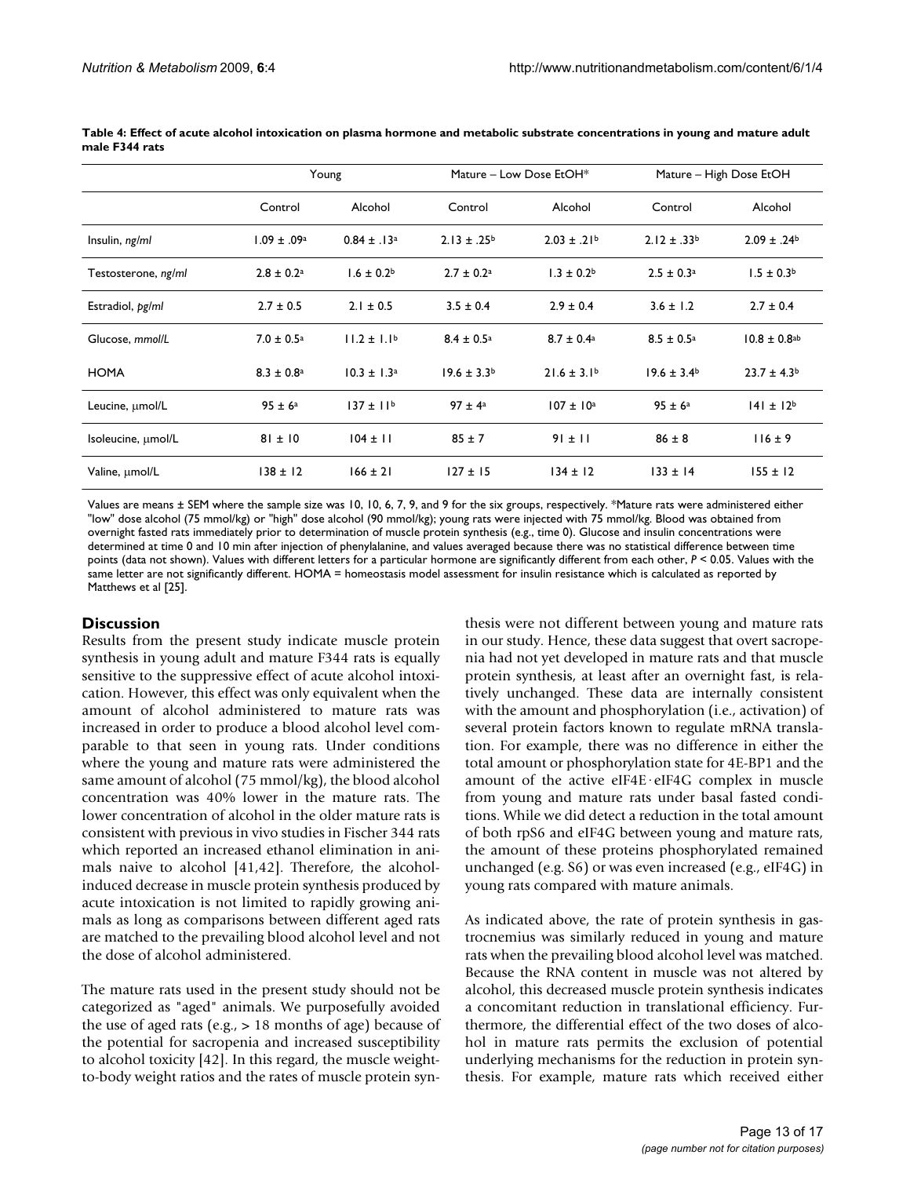**Table 4: Effect of acute alcohol intoxication on plasma hormone and metabolic substrate concentrations in young and mature adult male F344 rats**

| | Young | | Mature – Low Dose EtOH* | | Mature – High Dose EtOH | |
|---|---|---|---|---|---|---|
| | Control | Alcohol | Control | Alcohol | Control | Alcohol |
| Insulin, *ng/ml* | 1.09 ± .09[a] | 0.84 ± .13[a] | 2.13 ± .25[b] | 2.03 ± .21[b] | 2.12 ± .33[b] | 2.09 ± .24[b] |
| Testosterone, *ng/ml* | 2.8 ± 0.2[a] | 1.6 ± 0.2[b] | 2.7 ± 0.2[a] | 1.3 ± 0.2[b] | 2.5 ± 0.3[a] | 1.5 ± 0.3[b] |
| Estradiol, *pg/ml* | 2.7 ± 0.5 | 2.1 ± 0.5 | 3.5 ± 0.4 | 2.9 ± 0.4 | 3.6 ± 1.2 | 2.7 ± 0.4 |
| Glucose, *mmol/L* | 7.0 ± 0.5[a] | 11.2 ± 1.1[b] | 8.4 ± 0.5[a] | 8.7 ± 0.4[a] | 8.5 ± 0.5[a] | 10.8 ± 0.8[ab] |
| HOMA | 8.3 ± 0.8[a] | 10.3 ± 1.3[a] | 19.6 ± 3.3[b] | 21.6 ± 3.1[b] | 19.6 ± 3.4[b] | 23.7 ± 4.3[b] |
| Leucine, μmol/L | 95 ± 6[a] | 137 ± 11[b] | 97 ± 4[a] | 107 ± 10[a] | 95 ± 6[a] | 141 ± 12[b] |
| Isoleucine, μmol/L | 81 ± 10 | 104 ± 11 | 85 ± 7 | 91 ± 11 | 86 ± 8 | 116 ± 9 |
| Valine, μmol/L | 138 ± 12 | 166 ± 21 | 127 ± 15 | 134 ± 12 | 133 ± 14 | 155 ± 12 |

Values are means ± SEM where the sample size was 10, 10, 6, 7, 9, and 9 for the six groups, respectively. *Mature rats were administered either "low" dose alcohol (75 mmol/kg) or "high" dose alcohol (90 mmol/kg); young rats were injected with 75 mmol/kg. Blood was obtained from overnight fasted rats immediately prior to determination of muscle protein synthesis (e.g., time 0). Glucose and insulin concentrations were determined at time 0 and 10 min after injection of phenylalanine, and values averaged because there was no statistical difference between time points (data not shown). Values with different letters for a particular hormone are significantly different from each other, $P < 0.05$. Values with the same letter are not significantly different. HOMA = homeostasis model assessment for insulin resistance which is calculated as reported by Matthews et al [25].

## Discussion

Results from the present study indicate muscle protein synthesis in young adult and mature F344 rats is equally sensitive to the suppressive effect of acute alcohol intoxication. However, this effect was only equivalent when the amount of alcohol administered to mature rats was increased in order to produce a blood alcohol level comparable to that seen in young rats. Under conditions where the young and mature rats were administered the same amount of alcohol (75 mmol/kg), the blood alcohol concentration was 40% lower in the mature rats. The lower concentration of alcohol in the older mature rats is consistent with previous in vivo studies in Fischer 344 rats which reported an increased ethanol elimination in animals naive to alcohol [41,42]. Therefore, the alcohol-induced decrease in muscle protein synthesis produced by acute intoxication is not limited to rapidly growing animals as long as comparisons between different aged rats are matched to the prevailing blood alcohol level and not the dose of alcohol administered.

The mature rats used in the present study should not be categorized as "aged" animals. We purposefully avoided the use of aged rats (e.g., > 18 months of age) because of the potential for sarcopenia and increased susceptibility to alcohol toxicity [42]. In this regard, the muscle weight-to-body weight ratios and the rates of muscle protein synthesis were not different between young and mature rats in our study. Hence, these data suggest that overt sarcopenia had not yet developed in mature rats and that muscle protein synthesis, at least after an overnight fast, is relatively unchanged. These data are internally consistent with the amount and phosphorylation (i.e., activation) of several protein factors known to regulate mRNA translation. For example, there was no difference in either the total amount or phosphorylation state for 4E-BP1 and the amount of the active eIF4E·eIF4G complex in muscle from young and mature rats under basal fasted conditions. While we did detect a reduction in the total amount of both rpS6 and eIF4G between young and mature rats, the amount of these proteins phosphorylated remained unchanged (e.g. S6) or was even increased (e.g., eIF4G) in young rats compared with mature animals.

As indicated above, the rate of protein synthesis in gastrocnemius was similarly reduced in young and mature rats when the prevailing blood alcohol level was matched. Because the RNA content in muscle was not altered by alcohol, this decreased muscle protein synthesis indicates a concomitant reduction in translational efficiency. Furthermore, the differential effect of the two doses of alcohol in mature rats permits the exclusion of potential underlying mechanisms for the reduction in protein synthesis. For example, mature rats which received either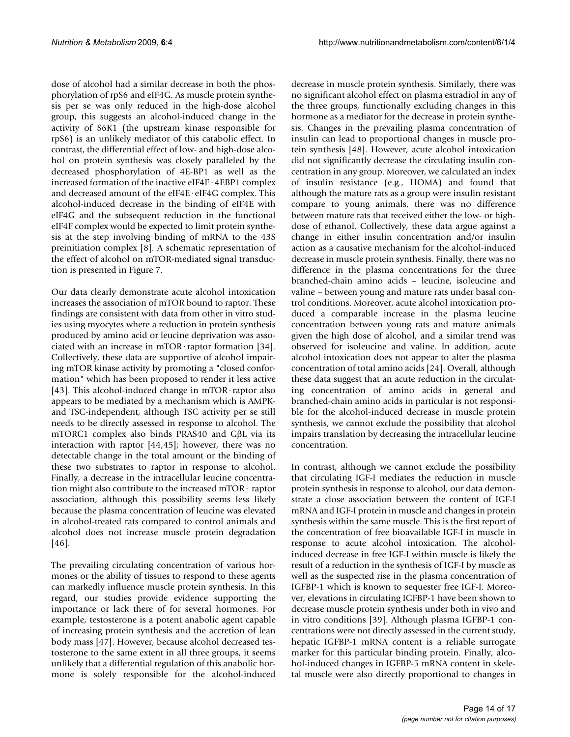dose of alcohol had a similar decrease in both the phosphorylation of rpS6 and eIF4G. As muscle protein synthesis per se was only reduced in the high-dose alcohol group, this suggests an alcohol-induced change in the activity of S6K1 (the upstream kinase responsible for rpS6) is an unlikely mediator of this catabolic effect. In contrast, the differential effect of low- and high-dose alcohol on protein synthesis was closely paralleled by the decreased phosphorylation of 4E-BP1 as well as the increased formation of the inactive eIF4E·4EBP1 complex and decreased amount of the eIF4E·eIF4G complex. This alcohol-induced decrease in the binding of eIF4E with eIF4G and the subsequent reduction in the functional eIF4F complex would be expected to limit protein synthesis at the step involving binding of mRNA to the 43S preinitiation complex [8]. A schematic representation of the effect of alcohol on mTOR-mediated signal transduction is presented in Figure 7.

Our data clearly demonstrate acute alcohol intoxication increases the association of mTOR bound to raptor. These findings are consistent with data from other in vitro studies using myocytes where a reduction in protein synthesis produced by amino acid or leucine deprivation was associated with an increase in mTOR·raptor formation [34]. Collectively, these data are supportive of alcohol impairing mTOR kinase activity by promoting a "closed conformation" which has been proposed to render it less active [43]. This alcohol-induced change in mTOR·raptor also appears to be mediated by a mechanism which is AMPK- and TSC-independent, although TSC activity per se still needs to be directly assessed in response to alcohol. The mTORC1 complex also binds PRAS40 and GβL via its interaction with raptor [44,45]; however, there was no detectable change in the total amount or the binding of these two substrates to raptor in response to alcohol. Finally, a decrease in the intracellular leucine concentration might also contribute to the increased mTOR·raptor association, although this possibility seems less likely because the plasma concentration of leucine was elevated in alcohol-treated rats compared to control animals and alcohol does not increase muscle protein degradation [46].

The prevailing circulating concentration of various hormones or the ability of tissues to respond to these agents can markedly influence muscle protein synthesis. In this regard, our studies provide evidence supporting the importance or lack there of for several hormones. For example, testosterone is a potent anabolic agent capable of increasing protein synthesis and the accretion of lean body mass [47]. However, because alcohol decreased testosterone to the same extent in all three groups, it seems unlikely that a differential regulation of this anabolic hormone is solely responsible for the alcohol-induced decrease in muscle protein synthesis. Similarly, there was no significant alcohol effect on plasma estradiol in any of the three groups, functionally excluding changes in this hormone as a mediator for the decrease in protein synthesis. Changes in the prevailing plasma concentration of insulin can lead to proportional changes in muscle protein synthesis [48]. However, acute alcohol intoxication did not significantly decrease the circulating insulin concentration in any group. Moreover, we calculated an index of insulin resistance (e.g., HOMA) and found that although the mature rats as a group were insulin resistant compare to young animals, there was no difference between mature rats that received either the low- or high-dose of ethanol. Collectively, these data argue against a change in either insulin concentration and/or insulin action as a causative mechanism for the alcohol-induced decrease in muscle protein synthesis. Finally, there was no difference in the plasma concentrations for the three branched-chain amino acids – leucine, isoleucine and valine – between young and mature rats under basal control conditions. Moreover, acute alcohol intoxication produced a comparable increase in the plasma leucine concentration between young rats and mature animals given the high dose of alcohol, and a similar trend was observed for isoleucine and valine. In addition, acute alcohol intoxication does not appear to alter the plasma concentration of total amino acids [24]. Overall, although these data suggest that an acute reduction in the circulating concentration of amino acids in general and branched-chain amino acids in particular is not responsible for the alcohol-induced decrease in muscle protein synthesis, we cannot exclude the possibility that alcohol impairs translation by decreasing the intracellular leucine concentration.

In contrast, although we cannot exclude the possibility that circulating IGF-I mediates the reduction in muscle protein synthesis in response to alcohol, our data demonstrate a close association between the content of IGF-I mRNA and IGF-I protein in muscle and changes in protein synthesis within the same muscle. This is the first report of the concentration of free bioavailable IGF-I in muscle in response to acute alcohol intoxication. The alcohol-induced decrease in free IGF-I within muscle is likely the result of a reduction in the synthesis of IGF-I by muscle as well as the suspected rise in the plasma concentration of IGFBP-1 which is known to sequester free IGF-I. Moreover, elevations in circulating IGFBP-1 have been shown to decrease muscle protein synthesis under both in vivo and in vitro conditions [39]. Although plasma IGFBP-1 concentrations were not directly assessed in the current study, hepatic IGFBP-1 mRNA content is a reliable surrogate marker for this particular binding protein. Finally, alcohol-induced changes in IGFBP-5 mRNA content in skeletal muscle were also directly proportional to changes in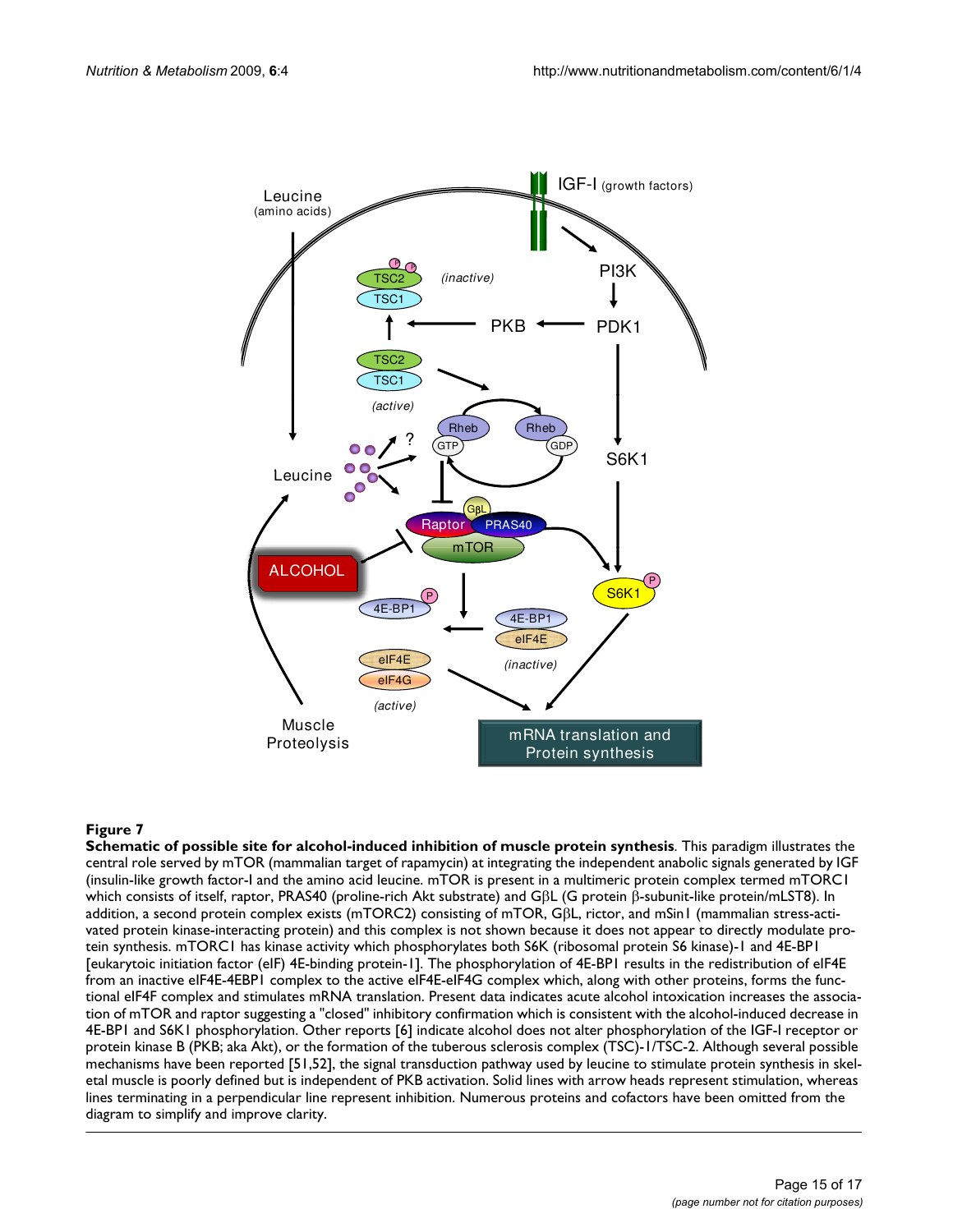**Figure 7**

**Schematic of possible site for alcohol-induced inhibition of muscle protein synthesis**. This paradigm illustrates the central role served by mTOR (mammalian target of rapamycin) at integrating the independent anabolic signals generated by IGF (insulin-like growth factor-I and the amino acid leucine. mTOR is present in a multimeric protein complex termed mTORC1 which consists of itself, raptor, PRAS40 (proline-rich Akt substrate) and GβL (G protein β-subunit-like protein/mLST8). In addition, a second protein complex exists (mTORC2) consisting of mTOR, GβL, rictor, and mSin1 (mammalian stress-activated protein kinase-interacting protein) and this complex is not shown because it does not appear to directly modulate protein synthesis. mTORC1 has kinase activity which phosphorylates both S6K (ribosomal protein S6 kinase)-1 and 4E-BP1 [eukaryotic initiation factor (eIF) 4E-binding protein-1]. The phosphorylation of 4E-BP1 results in the redistribution of eIF4E from an inactive eIF4E-4EBP1 complex to the active eIF4E-eIF4G complex which, along with other proteins, forms the functional eIF4F complex and stimulates mRNA translation. Present data indicates acute alcohol intoxication increases the association of mTOR and raptor suggesting a "closed" inhibitory confirmation which is consistent with the alcohol-induced decrease in 4E-BP1 and S6K1 phosphorylation. Other reports [6] indicate alcohol does not alter phosphorylation of the IGF-I receptor or protein kinase B (PKB; aka Akt), or the formation of the tuberous sclerosis complex (TSC)-1/TSC-2. Although several possible mechanisms have been reported [51,52], the signal transduction pathway used by leucine to stimulate protein synthesis in skeletal muscle is poorly defined but is independent of PKB activation. Solid lines with arrow heads represent stimulation, whereas lines terminating in a perpendicular line represent inhibition. Numerous proteins and cofactors have been omitted from the diagram to simplify and improve clarity.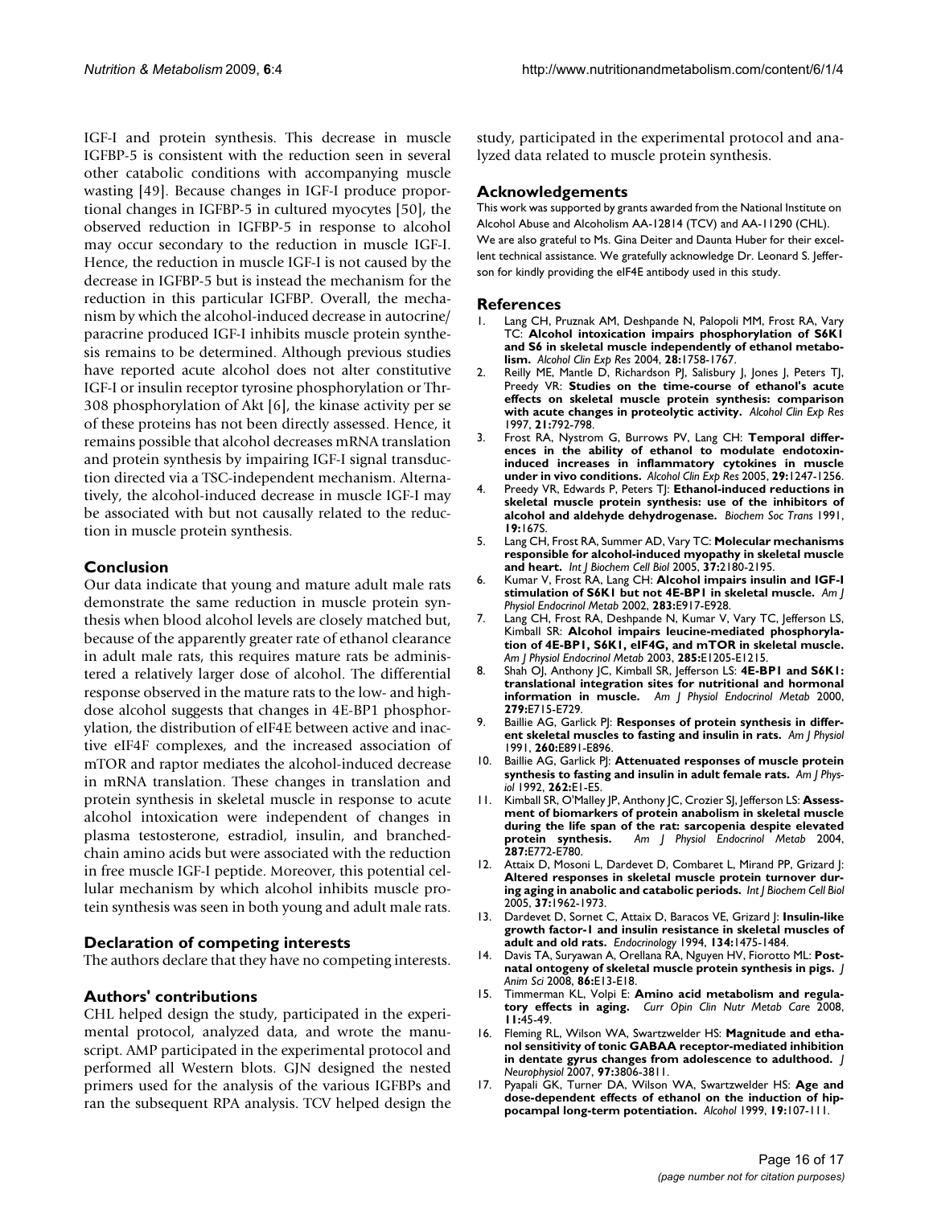IGF-I and protein synthesis. This decrease in muscle IGFBP-5 is consistent with the reduction seen in several other catabolic conditions with accompanying muscle wasting [49]. Because changes in IGF-I produce proportional changes in IGFBP-5 in cultured myocytes [50], the observed reduction in IGFBP-5 in response to alcohol may occur secondary to the reduction in muscle IGF-I. Hence, the reduction in muscle IGF-I is not caused by the decrease in IGFBP-5 but is instead the mechanism for the reduction in this particular IGFBP. Overall, the mechanism by which the alcohol-induced decrease in autocrine/paracrine produced IGF-I inhibits muscle protein synthesis remains to be determined. Although previous studies have reported acute alcohol does not alter constitutive IGF-I or insulin receptor tyrosine phosphorylation or Thr-308 phosphorylation of Akt [6], the kinase activity per se of these proteins has not been directly assessed. Hence, it remains possible that alcohol decreases mRNA translation and protein synthesis by impairing IGF-I signal transduction directed via a TSC-independent mechanism. Alternatively, the alcohol-induced decrease in muscle IGF-I may be associated with but not causally related to the reduction in muscle protein synthesis.

## Conclusion

Our data indicate that young and mature adult male rats demonstrate the same reduction in muscle protein synthesis when blood alcohol levels are closely matched but, because of the apparently greater rate of ethanol clearance in adult male rats, this requires mature rats be administered a relatively larger dose of alcohol. The differential response observed in the mature rats to the low- and high-dose alcohol suggests that changes in 4E-BP1 phosphorylation, the distribution of eIF4E between active and inactive eIF4F complexes, and the increased association of mTOR and raptor mediates the alcohol-induced decrease in mRNA translation. These changes in translation and protein synthesis in skeletal muscle in response to acute alcohol intoxication were independent of changes in plasma testosterone, estradiol, insulin, and branched-chain amino acids but were associated with the reduction in free muscle IGF-I peptide. Moreover, this potential cellular mechanism by which alcohol inhibits muscle protein synthesis was seen in both young and adult male rats.

## Declaration of competing interests

The authors declare that they have no competing interests.

## Authors' contributions

CHL helped design the study, participated in the experimental protocol, analyzed data, and wrote the manuscript. AMP participated in the experimental protocol and performed all Western blots. GJN designed the nested primers used for the analysis of the various IGFBPs and ran the subsequent RPA analysis. TCV helped design the study, participated in the experimental protocol and analyzed data related to muscle protein synthesis.

## Acknowledgements

This work was supported by grants awarded from the National Institute on Alcohol Abuse and Alcoholism AA-12814 (TCV) and AA-11290 (CHL). We are also grateful to Ms. Gina Deiter and Daunta Huber for their excellent technical assistance. We gratefully acknowledge Dr. Leonard S. Jefferson for kindly providing the eIF4E antibody used in this study.

## References

1. Lang CH, Pruznak AM, Deshpande N, Palopoli MM, Frost RA, Vary TC: **Alcohol intoxication impairs phosphorylation of S6K1 and S6 in skeletal muscle independently of ethanol metabolism.** *Alcohol Clin Exp Res* 2004, **28:**1758-1767.
2. Reilly ME, Mantle D, Richardson PJ, Salisbury J, Jones J, Peters TJ, Preedy VR: **Studies on the time-course of ethanol's acute effects on skeletal muscle protein synthesis: comparison with acute changes in proteolytic activity.** *Alcohol Clin Exp Res* 1997, **21:**792-798.
3. Frost RA, Nystrom G, Burrows PV, Lang CH: **Temporal differences in the ability of ethanol to modulate endotoxin-induced increases in inflammatory cytokines in muscle under in vivo conditions.** *Alcohol Clin Exp Res* 2005, **29:**1247-1256.
4. Preedy VR, Edwards P, Peters TJ: **Ethanol-induced reductions in skeletal muscle protein synthesis: use of the inhibitors of alcohol and aldehyde dehydrogenase.** *Biochem Soc Trans* 1991, **19:**167S.
5. Lang CH, Frost RA, Summer AD, Vary TC: **Molecular mechanisms responsible for alcohol-induced myopathy in skeletal muscle and heart.** *Int J Biochem Cell Biol* 2005, **37:**2180-2195.
6. Kumar V, Frost RA, Lang CH: **Alcohol impairs insulin and IGF-I stimulation of S6K1 but not 4E-BP1 in skeletal muscle.** *Am J Physiol Endocrinol Metab* 2002, **283:**E917-E928.
7. Lang CH, Frost RA, Deshpande N, Kumar V, Vary TC, Jefferson LS, Kimball SR: **Alcohol impairs leucine-mediated phosphorylation of 4E-BP1, S6K1, eIF4G, and mTOR in skeletal muscle.** *Am J Physiol Endocrinol Metab* 2003, **285:**E1205-E1215.
8. Shah OJ, Anthony JC, Kimball SR, Jefferson LS: **4E-BP1 and S6K1: translational integration sites for nutritional and hormonal information in muscle.** *Am J Physiol Endocrinol Metab* 2000, **279:**E715-E729.
9. Baillie AG, Garlick PJ: **Responses of protein synthesis in different skeletal muscles to fasting and insulin in rats.** *Am J Physiol* 1991, **260:**E891-E896.
10. Baillie AG, Garlick PJ: **Attenuated responses of muscle protein synthesis to fasting and insulin in adult female rats.** *Am J Physiol* 1992, **262:**E1-E5.
11. Kimball SR, O'Malley JP, Anthony JC, Crozier SJ, Jefferson LS: **Assessment of biomarkers of protein anabolism in skeletal muscle during the life span of the rat: sarcopenia despite elevated protein synthesis.** *Am J Physiol Endocrinol Metab* 2004, **287:**E772-E780.
12. Attaix D, Mosoni L, Dardevet D, Combaret L, Mirand PP, Grizard J: **Altered responses in skeletal muscle protein turnover during aging in anabolic and catabolic periods.** *Int J Biochem Cell Biol* 2005, **37:**1962-1973.
13. Dardevet D, Sornet C, Attaix D, Baracos VE, Grizard J: **Insulin-like growth factor-1 and insulin resistance in skeletal muscles of adult and old rats.** *Endocrinology* 1994, **134:**1475-1484.
14. Davis TA, Suryawan A, Orellana RA, Nguyen HV, Fiorotto ML: **Postnatal ontogeny of skeletal muscle protein synthesis in pigs.** *J Anim Sci* 2008, **86:**E13-E18.
15. Timmerman KL, Volpi E: **Amino acid metabolism and regulatory effects in aging.** *Curr Opin Clin Nutr Metab Care* 2008, **11:**45-49.
16. Fleming RL, Wilson WA, Swartzwelder HS: **Magnitude and ethanol sensitivity of tonic GABAA receptor-mediated inhibition in dentate gyrus changes from adolescence to adulthood.** *J Neurophysiol* 2007, **97:**3806-3811.
17. Pyapali GK, Turner DA, Wilson WA, Swartzwelder HS: **Age and dose-dependent effects of ethanol on the induction of hippocampal long-term potentiation.** *Alcohol* 1999, **19:**107-111.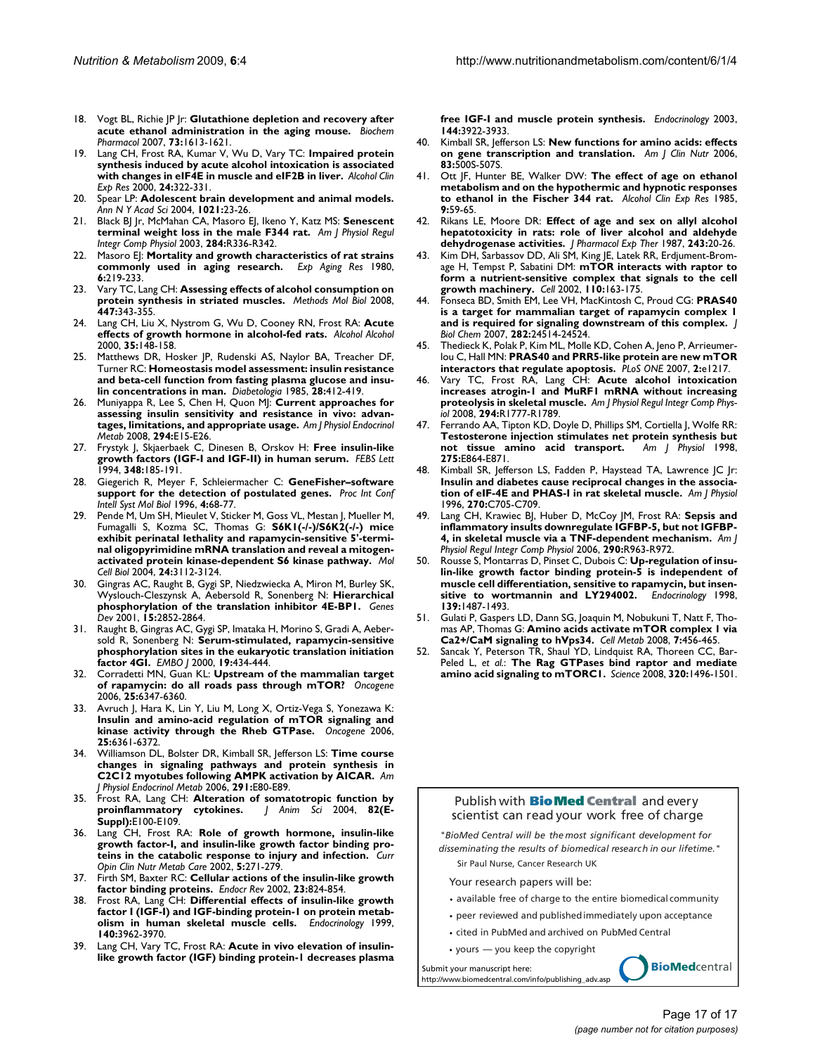18. Vogt BL, Richie JP Jr: **Glutathione depletion and recovery after acute ethanol administration in the aging mouse.** *Biochem Pharmacol* 2007, **73:**1613-1621.
19. Lang CH, Frost RA, Kumar V, Wu D, Vary TC: **Impaired protein synthesis induced by acute alcohol intoxication is associated with changes in eIF4E in muscle and eIF2B in liver.** *Alcohol Clin Exp Res* 2000, **24:**322-331.
20. Spear LP: **Adolescent brain development and animal models.** *Ann N Y Acad Sci* 2004, **1021:**23-26.
21. Black BJ Jr, McMahan CA, Masoro EJ, Ikeno Y, Katz MS: **Senescent terminal weight loss in the male F344 rat.** *Am J Physiol Regul Integr Comp Physiol* 2003, **284:**R336-R342.
22. Masoro EJ: **Mortality and growth characteristics of rat strains commonly used in aging research.** *Exp Aging Res* 1980, **6:**219-233.
23. Vary TC, Lang CH: **Assessing effects of alcohol consumption on protein synthesis in striated muscles.** *Methods Mol Biol* 2008, **447:**343-355.
24. Lang CH, Liu X, Nystrom G, Wu D, Cooney RN, Frost RA: **Acute effects of growth hormone in alcohol-fed rats.** *Alcohol Alcohol* 2000, **35:**148-158.
25. Matthews DR, Hosker JP, Rudenski AS, Naylor BA, Treacher DF, Turner RC: **Homeostasis model assessment: insulin resistance and beta-cell function from fasting plasma glucose and insulin concentrations in man.** *Diabetologia* 1985, **28:**412-419.
26. Muniyappa R, Lee S, Chen H, Quon MJ: **Current approaches for assessing insulin sensitivity and resistance in vivo: advantages, limitations, and appropriate usage.** *Am J Physiol Endocrinol Metab* 2008, **294:**E15-E26.
27. Frystyk J, Skjaerbaek C, Dinesen B, Orskov H: **Free insulin-like growth factors (IGF-I and IGF-II) in human serum.** *FEBS Lett* 1994, **348:**185-191.
28. Giegerich R, Meyer F, Schleiermacher C: **GeneFisher–software support for the detection of postulated genes.** *Proc Int Conf Intell Syst Mol Biol* 1996, **4:**68-77.
29. Pende M, Um SH, Mieulet V, Sticker M, Goss VL, Mestan J, Mueller M, Fumagalli S, Kozma SC, Thomas G: **S6K1(-/-)/S6K2(-/-) mice exhibit perinatal lethality and rapamycin-sensitive 5'-terminal oligopyrimidine mRNA translation and reveal a mitogen-activated protein kinase-dependent S6 kinase pathway.** *Mol Cell Biol* 2004, **24:**3112-3124.
30. Gingras AC, Raught B, Gygi SP, Niedzwiecka A, Miron M, Burley SK, Wyslouch-Cleszynsk A, Aebersold R, Sonenberg N: **Hierarchical phosphorylation of the translation inhibitor 4E-BP1.** *Genes Dev* 2001, **15:**2852-2864.
31. Raught B, Gingras AC, Gygi SP, Imataka H, Morino S, Gradi A, Aebersold R, Sonenberg N: **Serum-stimulated, rapamycin-sensitive phosphorylation sites in the eukaryotic translation initiation factor 4GI.** *EMBO J* 2000, **19:**434-444.
32. Corradetti MN, Guan KL: **Upstream of the mammalian target of rapamycin: do all roads pass through mTOR?** *Oncogene* 2006, **25:**6347-6360.
33. Avruch J, Hara K, Lin Y, Liu M, Long X, Ortiz-Vega S, Yonezawa K: **Insulin and amino-acid regulation of mTOR signaling and kinase activity through the Rheb GTPase.** *Oncogene* 2006, **25:**6361-6372.
34. Williamson DL, Bolster DR, Kimball SR, Jefferson LS: **Time course changes in signaling pathways and protein synthesis in C2C12 myotubes following AMPK activation by AICAR.** *Am J Physiol Endocrinol Metab* 2006, **291:**E80-E89.
35. Frost RA, Lang CH: **Alteration of somatotropic function by proinflammatory cytokines.** *J Anim Sci* 2004, **82(E-Suppl):**E100-E109.
36. Lang CH, Frost RA: **Role of growth hormone, insulin-like growth factor-I, and insulin-like growth factor binding proteins in the catabolic response to injury and infection.** *Curr Opin Clin Nutr Metab Care* 2002, **5:**271-279.
37. Firth SM, Baxter RC: **Cellular actions of the insulin-like growth factor binding proteins.** *Endocr Rev* 2002, **23:**824-854.
38. Frost RA, Lang CH: **Differential effects of insulin-like growth factor I (IGF-I) and IGF-binding protein-1 on protein metabolism in human skeletal muscle cells.** *Endocrinology* 1999, **140:**3962-3970.
39. Lang CH, Vary TC, Frost RA: **Acute in vivo elevation of insulin-like growth factor (IGF) binding protein-1 decreases plasma free IGF-I and muscle protein synthesis.** *Endocrinology* 2003, **144:**3922-3933.
40. Kimball SR, Jefferson LS: **New functions for amino acids: effects on gene transcription and translation.** *Am J Clin Nutr* 2006, **83:**500S-507S.
41. Ott JF, Hunter BE, Walker DW: **The effect of age on ethanol metabolism and on the hypothermic and hypnotic responses to ethanol in the Fischer 344 rat.** *Alcohol Clin Exp Res* 1985, **9:**59-65.
42. Rikans LE, Moore DR: **Effect of age and sex on allyl alcohol hepatotoxicity in rats: role of liver alcohol and aldehyde dehydrogenase activities.** *J Pharmacol Exp Ther* 1987, **243:**20-26.
43. Kim DH, Sarbassov DD, Ali SM, King JE, Latek RR, Erdjument-Bromage H, Tempst P, Sabatini DM: **mTOR interacts with raptor to form a nutrient-sensitive complex that signals to the cell growth machinery.** *Cell* 2002, **110:**163-175.
44. Fonseca BD, Smith EM, Lee VH, MacKintosh C, Proud CG: **PRAS40 is a target for mammalian target of rapamycin complex 1 and is required for signaling downstream of this complex.** *J Biol Chem* 2007, **282:**24514-24524.
45. Thedieck K, Polak P, Kim ML, Molle KD, Cohen A, Jeno P, Arrieumerlou C, Hall MN: **PRAS40 and PRR5-like protein are new mTOR interactors that regulate apoptosis.** *PLoS ONE* 2007, **2:**e1217.
46. Vary TC, Frost RA, Lang CH: **Acute alcohol intoxication increases atrogin-1 and MuRF1 mRNA without increasing proteolysis in skeletal muscle.** *Am J Physiol Regul Integr Comp Physiol* 2008, **294:**R1777-R1789.
47. Ferrando AA, Tipton KD, Doyle D, Phillips SM, Cortiella J, Wolfe RR: **Testosterone injection stimulates net protein synthesis but not tissue amino acid transport.** *Am J Physiol* 1998, **275:**E864-E871.
48. Kimball SR, Jefferson LS, Fadden P, Haystead TA, Lawrence JC Jr: **Insulin and diabetes cause reciprocal changes in the association of eIF-4E and PHAS-I in rat skeletal muscle.** *Am J Physiol* 1996, **270:**C705-C709.
49. Lang CH, Krawiec BJ, Huber D, McCoy JM, Frost RA: **Sepsis and inflammatory insults downregulate IGFBP-5, but not IGFBP-4, in skeletal muscle via a TNF-dependent mechanism.** *Am J Physiol Regul Integr Comp Physiol* 2006, **290:**R963-R972.
50. Rousse S, Montarras D, Pinset C, Dubois C: **Up-regulation of insulin-like growth factor binding protein-5 is independent of muscle cell differentiation, sensitive to rapamycin, but insensitive to wortmannin and LY294002.** *Endocrinology* 1998, **139:**1487-1493.
51. Gulati P, Gaspers LD, Dann SG, Joaquin M, Nobukuni T, Natt F, Thomas AP, Thomas G: **Amino acids activate mTOR complex 1 via Ca2+/CaM signaling to hVps34.** *Cell Metab* 2008, **7:**456-465.
52. Sancak Y, Peterson TR, Shaul YD, Lindquist RA, Thoreen CC, Bar-Peled L, *et al.*: **The Rag GTPases bind raptor and mediate amino acid signaling to mTORC1.** *Science* 2008, **320:**1496-1501.

Publish with **BioMed Central** and every scientist can read your work free of charge

*"BioMed Central will be the most significant development for disseminating the results of biomedical research in our lifetime."*
Sir Paul Nurse, Cancer Research UK

Your research papers will be:

- available free of charge to the entire biomedical community
- peer reviewed and published immediately upon acceptance
- cited in PubMed and archived on PubMed Central
- yours — you keep the copyright

Submit your manuscript here:
http://www.biomedcentral.com/info/publishing_adv.asp

BioMedcentral